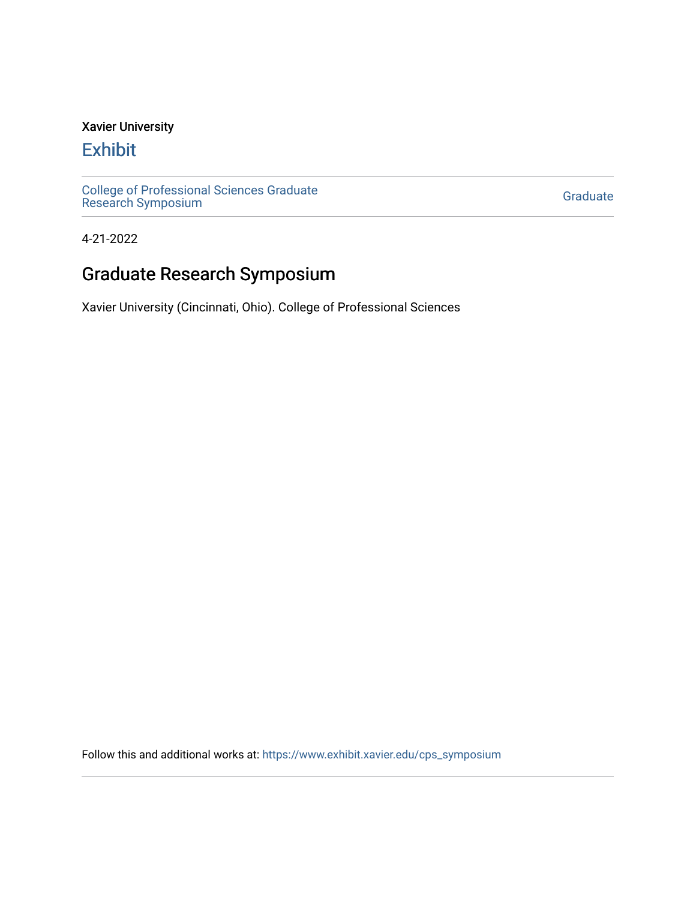Xavier University

# Exhibit

College of Professional Sciences Graduate Research Symposium

Graduate

4-21-2022

## Graduate Research Symposium

Xavier University (Cincinnati, Ohio). College of Professional Sciences

Follow this and additional works at: https://www.exhibit.xavier.edu/cps_symposium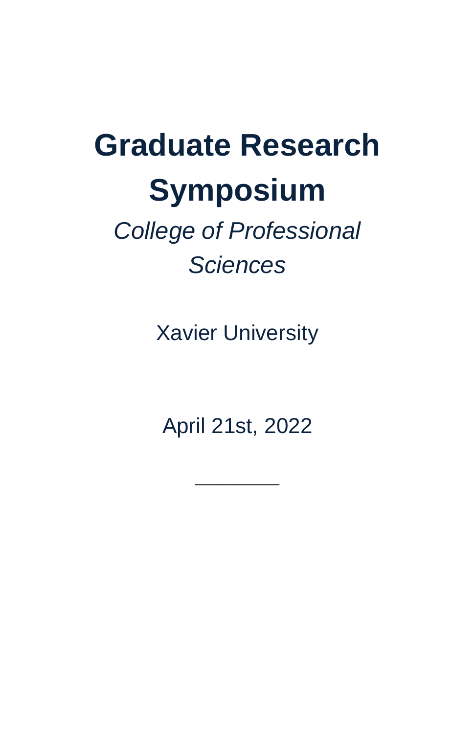# Graduate Research Symposium

*College of Professional Sciences*

Xavier University

April 21st, 2022

________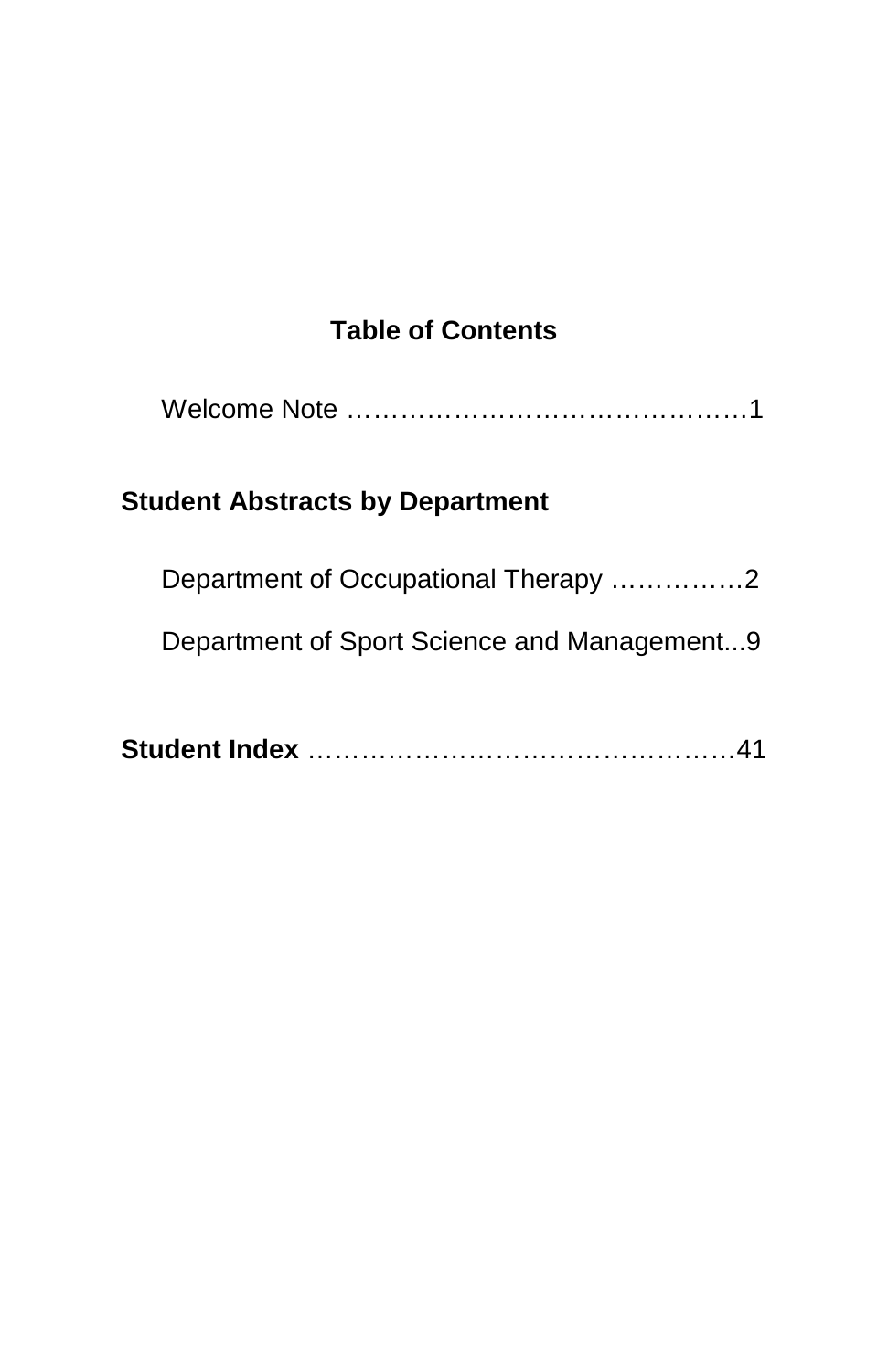## Table of Contents

Welcome Note ………………………………………1

**Student Abstracts by Department**

Department of Occupational Therapy ……………2

Department of Sport Science and Management...9

**Student Index** …………………………………………41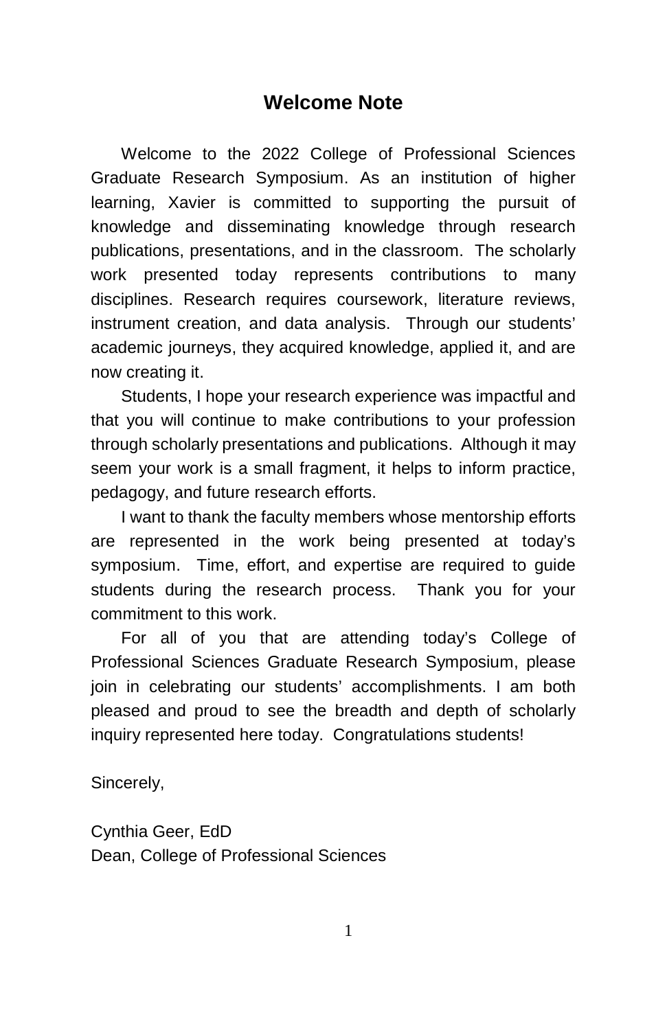# Welcome Note

Welcome to the 2022 College of Professional Sciences Graduate Research Symposium. As an institution of higher learning, Xavier is committed to supporting the pursuit of knowledge and disseminating knowledge through research publications, presentations, and in the classroom. The scholarly work presented today represents contributions to many disciplines. Research requires coursework, literature reviews, instrument creation, and data analysis. Through our students' academic journeys, they acquired knowledge, applied it, and are now creating it.

Students, I hope your research experience was impactful and that you will continue to make contributions to your profession through scholarly presentations and publications. Although it may seem your work is a small fragment, it helps to inform practice, pedagogy, and future research efforts.

I want to thank the faculty members whose mentorship efforts are represented in the work being presented at today's symposium. Time, effort, and expertise are required to guide students during the research process. Thank you for your commitment to this work.

For all of you that are attending today's College of Professional Sciences Graduate Research Symposium, please join in celebrating our students' accomplishments. I am both pleased and proud to see the breadth and depth of scholarly inquiry represented here today. Congratulations students!

Sincerely,

Cynthia Geer, EdD
Dean, College of Professional Sciences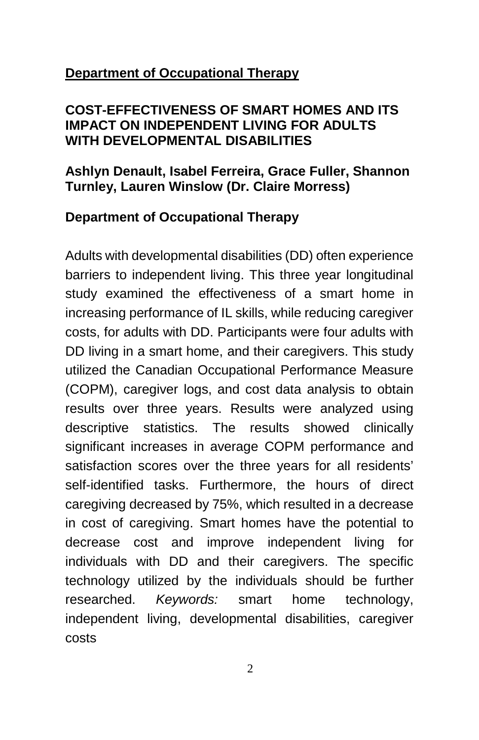**<u>Department of Occupational Therapy</u>**

## COST-EFFECTIVENESS OF SMART HOMES AND ITS IMPACT ON INDEPENDENT LIVING FOR ADULTS WITH DEVELOPMENTAL DISABILITIES

**Ashlyn Denault, Isabel Ferreira, Grace Fuller, Shannon Turnley, Lauren Winslow (Dr. Claire Morress)**

**Department of Occupational Therapy**

Adults with developmental disabilities (DD) often experience barriers to independent living. This three year longitudinal study examined the effectiveness of a smart home in increasing performance of IL skills, while reducing caregiver costs, for adults with DD. Participants were four adults with DD living in a smart home, and their caregivers. This study utilized the Canadian Occupational Performance Measure (COPM), caregiver logs, and cost data analysis to obtain results over three years. Results were analyzed using descriptive statistics. The results showed clinically significant increases in average COPM performance and satisfaction scores over the three years for all residents' self-identified tasks. Furthermore, the hours of direct caregiving decreased by 75%, which resulted in a decrease in cost of caregiving. Smart homes have the potential to decrease cost and improve independent living for individuals with DD and their caregivers. The specific technology utilized by the individuals should be further researched. *Keywords:* smart home technology, independent living, developmental disabilities, caregiver costs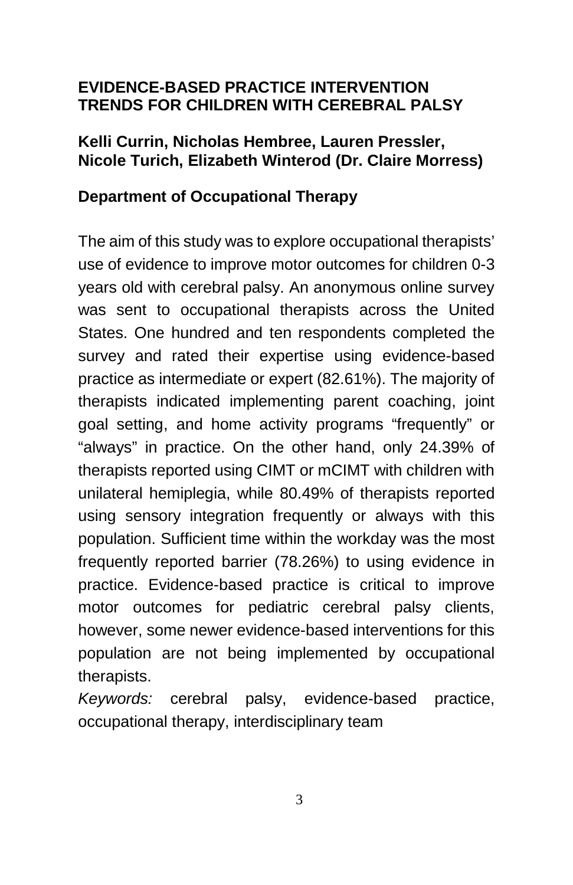## EVIDENCE-BASED PRACTICE INTERVENTION TRENDS FOR CHILDREN WITH CEREBRAL PALSY

**Kelli Currin, Nicholas Hembree, Lauren Pressler, Nicole Turich, Elizabeth Winterod (Dr. Claire Morress)**

**Department of Occupational Therapy**

The aim of this study was to explore occupational therapists' use of evidence to improve motor outcomes for children 0-3 years old with cerebral palsy. An anonymous online survey was sent to occupational therapists across the United States. One hundred and ten respondents completed the survey and rated their expertise using evidence-based practice as intermediate or expert (82.61%). The majority of therapists indicated implementing parent coaching, joint goal setting, and home activity programs "frequently" or "always" in practice. On the other hand, only 24.39% of therapists reported using CIMT or mCIMT with children with unilateral hemiplegia, while 80.49% of therapists reported using sensory integration frequently or always with this population. Sufficient time within the workday was the most frequently reported barrier (78.26%) to using evidence in practice. Evidence-based practice is critical to improve motor outcomes for pediatric cerebral palsy clients, however, some newer evidence-based interventions for this population are not being implemented by occupational therapists.

*Keywords:* cerebral palsy, evidence-based practice, occupational therapy, interdisciplinary team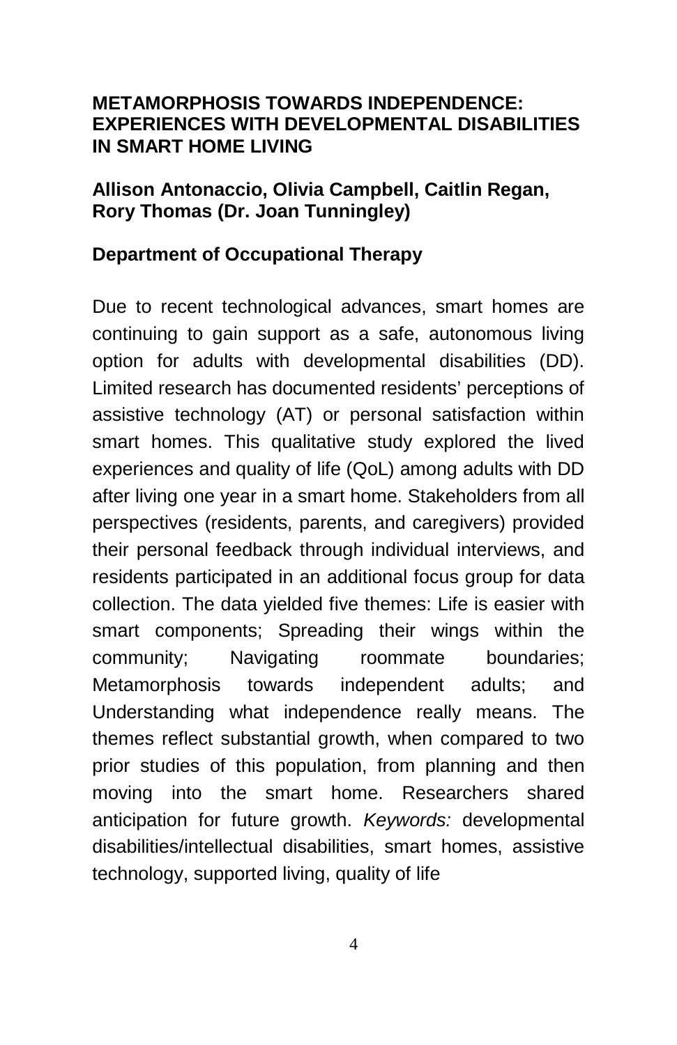## METAMORPHOSIS TOWARDS INDEPENDENCE: EXPERIENCES WITH DEVELOPMENTAL DISABILITIES IN SMART HOME LIVING

**Allison Antonaccio, Olivia Campbell, Caitlin Regan, Rory Thomas (Dr. Joan Tunningley)**

**Department of Occupational Therapy**

Due to recent technological advances, smart homes are continuing to gain support as a safe, autonomous living option for adults with developmental disabilities (DD). Limited research has documented residents' perceptions of assistive technology (AT) or personal satisfaction within smart homes. This qualitative study explored the lived experiences and quality of life (QoL) among adults with DD after living one year in a smart home. Stakeholders from all perspectives (residents, parents, and caregivers) provided their personal feedback through individual interviews, and residents participated in an additional focus group for data collection. The data yielded five themes: Life is easier with smart components; Spreading their wings within the community; Navigating roommate boundaries; Metamorphosis towards independent adults; and Understanding what independence really means. The themes reflect substantial growth, when compared to two prior studies of this population, from planning and then moving into the smart home. Researchers shared anticipation for future growth. *Keywords:* developmental disabilities/intellectual disabilities, smart homes, assistive technology, supported living, quality of life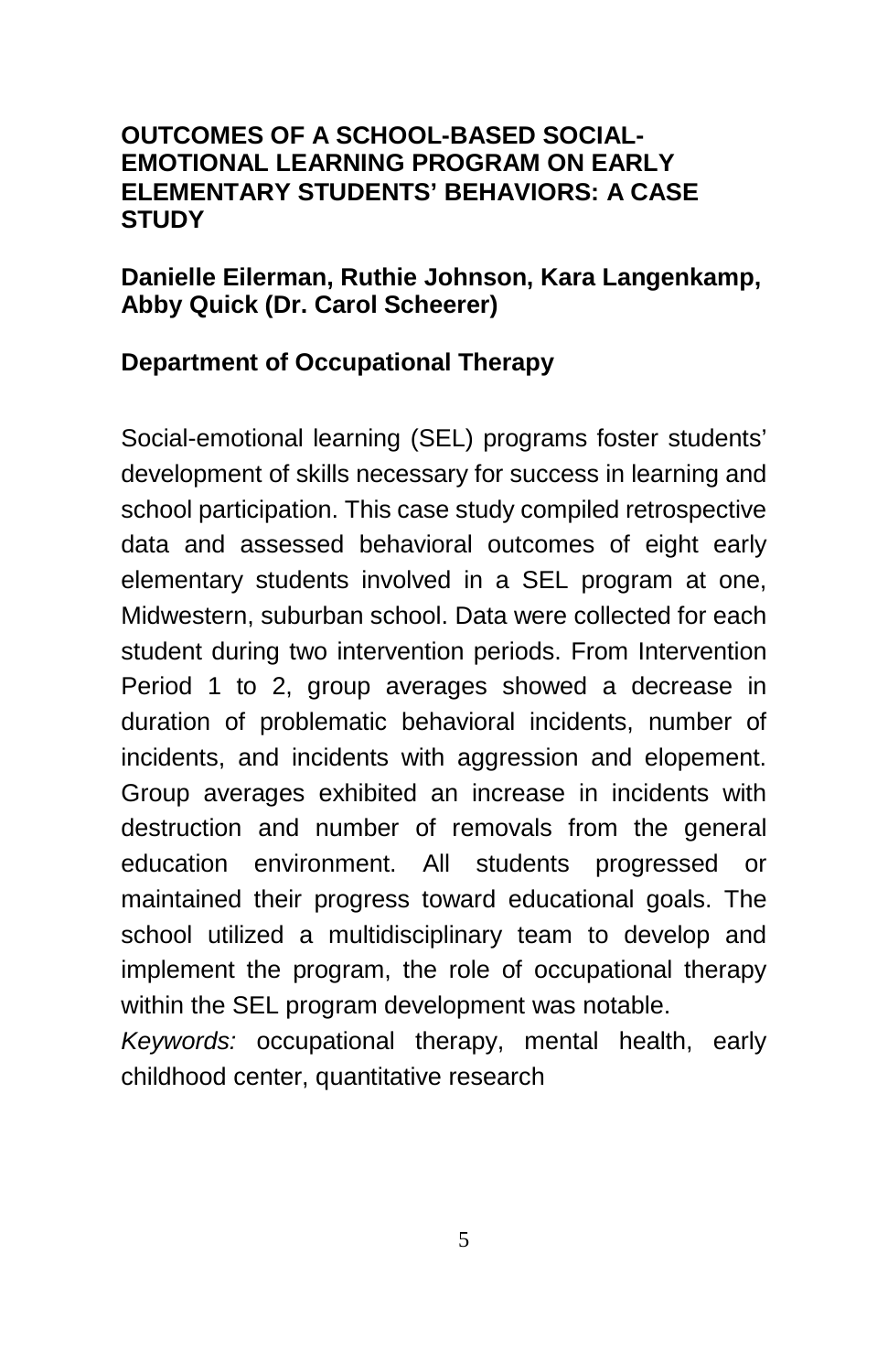## OUTCOMES OF A SCHOOL-BASED SOCIAL-EMOTIONAL LEARNING PROGRAM ON EARLY ELEMENTARY STUDENTS' BEHAVIORS: A CASE STUDY

**Danielle Eilerman, Ruthie Johnson, Kara Langenkamp, Abby Quick (Dr. Carol Scheerer)**

**Department of Occupational Therapy**

Social-emotional learning (SEL) programs foster students' development of skills necessary for success in learning and school participation. This case study compiled retrospective data and assessed behavioral outcomes of eight early elementary students involved in a SEL program at one, Midwestern, suburban school. Data were collected for each student during two intervention periods. From Intervention Period 1 to 2, group averages showed a decrease in duration of problematic behavioral incidents, number of incidents, and incidents with aggression and elopement. Group averages exhibited an increase in incidents with destruction and number of removals from the general education environment. All students progressed or maintained their progress toward educational goals. The school utilized a multidisciplinary team to develop and implement the program, the role of occupational therapy within the SEL program development was notable.

*Keywords:* occupational therapy, mental health, early childhood center, quantitative research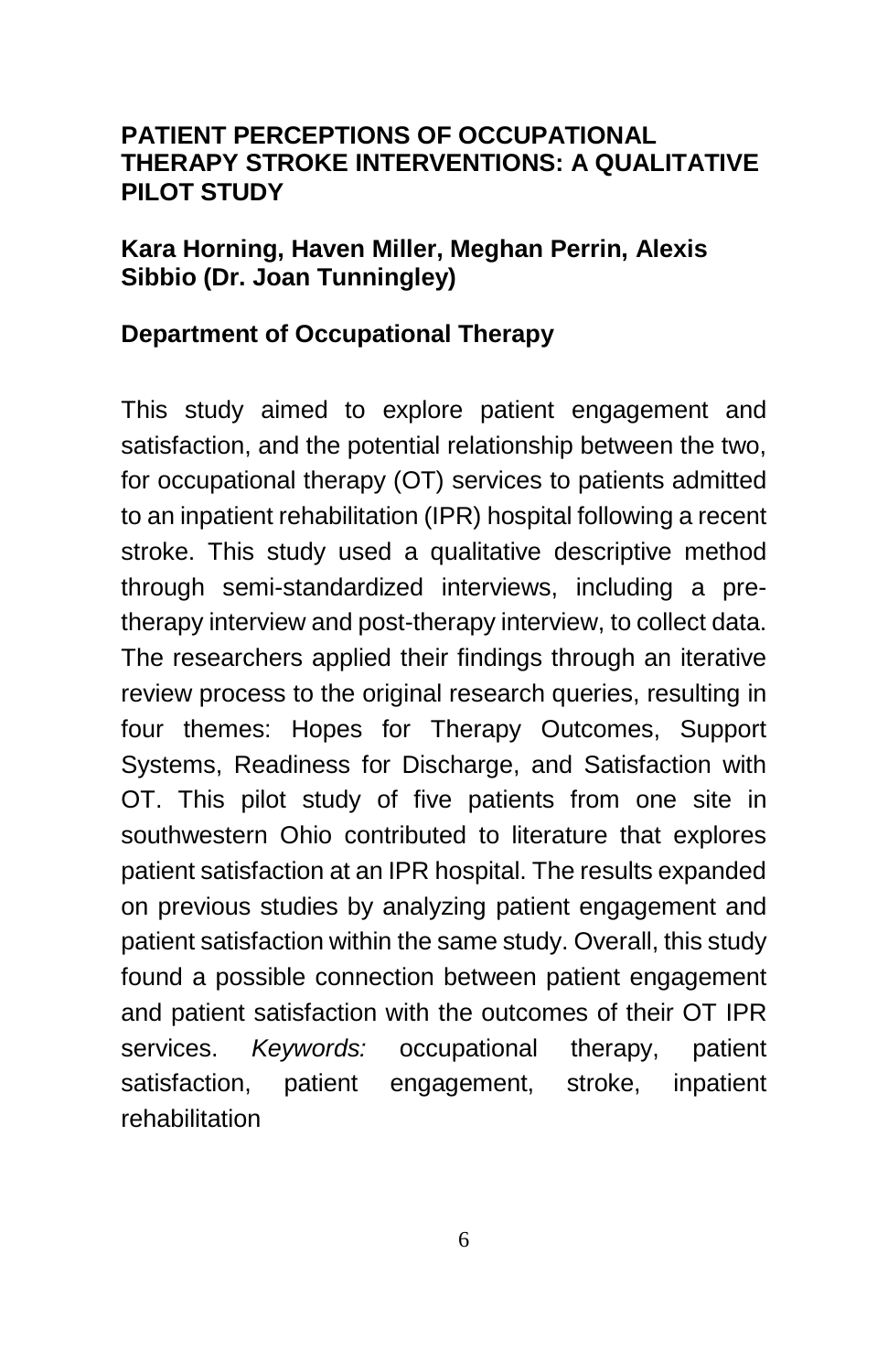## PATIENT PERCEPTIONS OF OCCUPATIONAL THERAPY STROKE INTERVENTIONS: A QUALITATIVE PILOT STUDY

**Kara Horning, Haven Miller, Meghan Perrin, Alexis Sibbio (Dr. Joan Tunningley)**

**Department of Occupational Therapy**

This study aimed to explore patient engagement and satisfaction, and the potential relationship between the two, for occupational therapy (OT) services to patients admitted to an inpatient rehabilitation (IPR) hospital following a recent stroke. This study used a qualitative descriptive method through semi-standardized interviews, including a pre-therapy interview and post-therapy interview, to collect data. The researchers applied their findings through an iterative review process to the original research queries, resulting in four themes: Hopes for Therapy Outcomes, Support Systems, Readiness for Discharge, and Satisfaction with OT. This pilot study of five patients from one site in southwestern Ohio contributed to literature that explores patient satisfaction at an IPR hospital. The results expanded on previous studies by analyzing patient engagement and patient satisfaction within the same study. Overall, this study found a possible connection between patient engagement and patient satisfaction with the outcomes of their OT IPR services. *Keywords:* occupational therapy, patient satisfaction, patient engagement, stroke, inpatient rehabilitation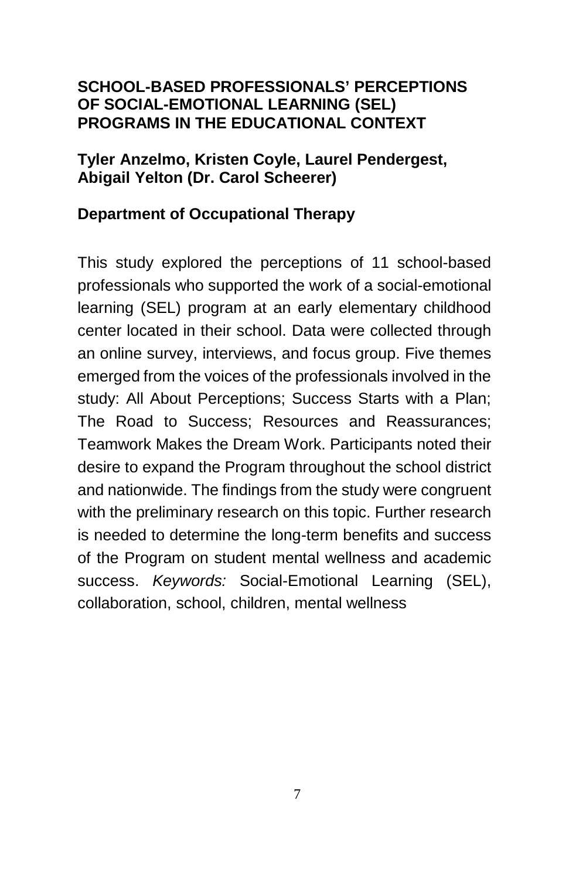## SCHOOL-BASED PROFESSIONALS' PERCEPTIONS OF SOCIAL-EMOTIONAL LEARNING (SEL) PROGRAMS IN THE EDUCATIONAL CONTEXT

**Tyler Anzelmo, Kristen Coyle, Laurel Pendergest, Abigail Yelton (Dr. Carol Scheerer)**

**Department of Occupational Therapy**

This study explored the perceptions of 11 school-based professionals who supported the work of a social-emotional learning (SEL) program at an early elementary childhood center located in their school. Data were collected through an online survey, interviews, and focus group. Five themes emerged from the voices of the professionals involved in the study: All About Perceptions; Success Starts with a Plan; The Road to Success; Resources and Reassurances; Teamwork Makes the Dream Work. Participants noted their desire to expand the Program throughout the school district and nationwide. The findings from the study were congruent with the preliminary research on this topic. Further research is needed to determine the long-term benefits and success of the Program on student mental wellness and academic success. *Keywords:* Social-Emotional Learning (SEL), collaboration, school, children, mental wellness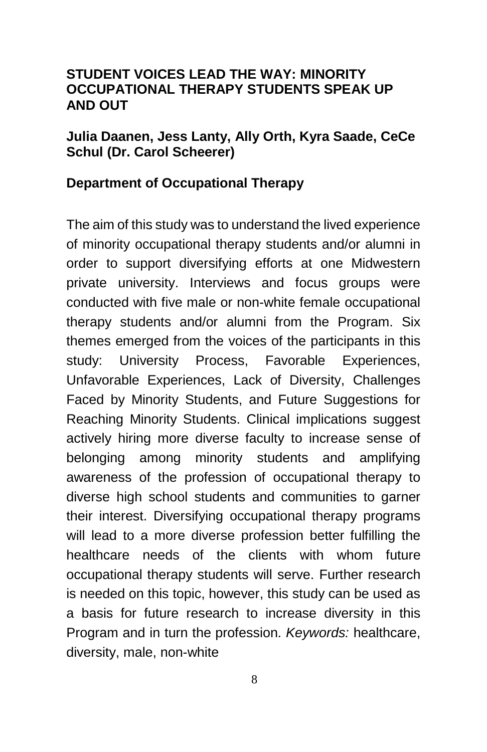## STUDENT VOICES LEAD THE WAY: MINORITY OCCUPATIONAL THERAPY STUDENTS SPEAK UP AND OUT

**Julia Daanen, Jess Lanty, Ally Orth, Kyra Saade, CeCe Schul (Dr. Carol Scheerer)**

**Department of Occupational Therapy**

The aim of this study was to understand the lived experience of minority occupational therapy students and/or alumni in order to support diversifying efforts at one Midwestern private university. Interviews and focus groups were conducted with five male or non-white female occupational therapy students and/or alumni from the Program. Six themes emerged from the voices of the participants in this study: University Process, Favorable Experiences, Unfavorable Experiences, Lack of Diversity, Challenges Faced by Minority Students, and Future Suggestions for Reaching Minority Students. Clinical implications suggest actively hiring more diverse faculty to increase sense of belonging among minority students and amplifying awareness of the profession of occupational therapy to diverse high school students and communities to garner their interest. Diversifying occupational therapy programs will lead to a more diverse profession better fulfilling the healthcare needs of the clients with whom future occupational therapy students will serve. Further research is needed on this topic, however, this study can be used as a basis for future research to increase diversity in this Program and in turn the profession. *Keywords:* healthcare, diversity, male, non-white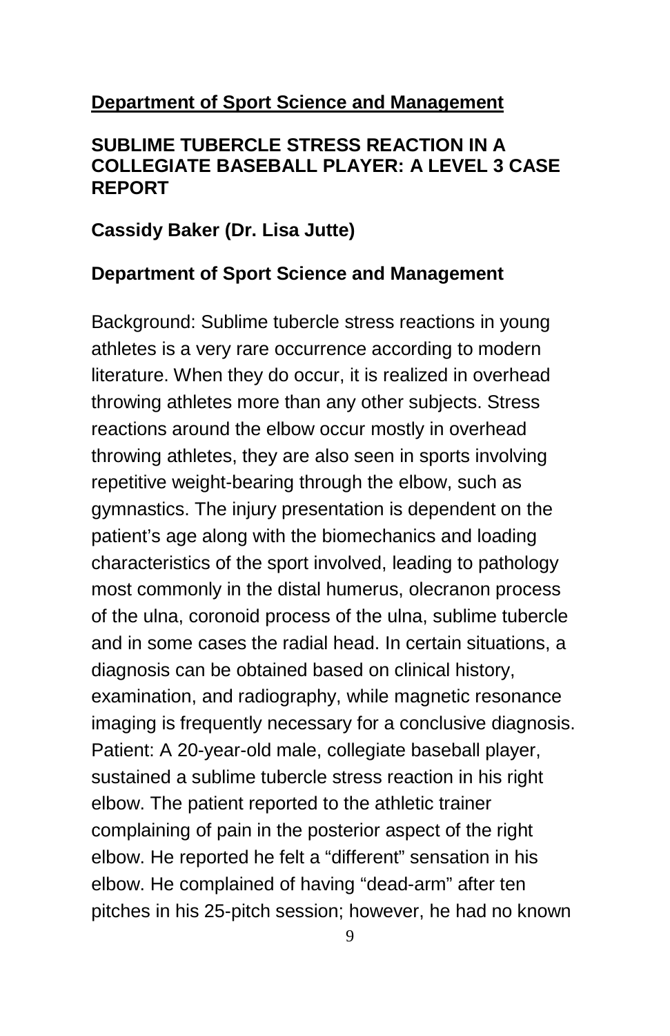## Department of Sport Science and Management

### SUBLIME TUBERCLE STRESS REACTION IN A COLLEGIATE BASEBALL PLAYER: A LEVEL 3 CASE REPORT

**Cassidy Baker (Dr. Lisa Jutte)**

**Department of Sport Science and Management**

Background: Sublime tubercle stress reactions in young athletes is a very rare occurrence according to modern literature. When they do occur, it is realized in overhead throwing athletes more than any other subjects. Stress reactions around the elbow occur mostly in overhead throwing athletes, they are also seen in sports involving repetitive weight-bearing through the elbow, such as gymnastics. The injury presentation is dependent on the patient's age along with the biomechanics and loading characteristics of the sport involved, leading to pathology most commonly in the distal humerus, olecranon process of the ulna, coronoid process of the ulna, sublime tubercle and in some cases the radial head. In certain situations, a diagnosis can be obtained based on clinical history, examination, and radiography, while magnetic resonance imaging is frequently necessary for a conclusive diagnosis. Patient: A 20-year-old male, collegiate baseball player, sustained a sublime tubercle stress reaction in his right elbow. The patient reported to the athletic trainer complaining of pain in the posterior aspect of the right elbow. He reported he felt a "different" sensation in his elbow. He complained of having "dead-arm" after ten pitches in his 25-pitch session; however, he had no known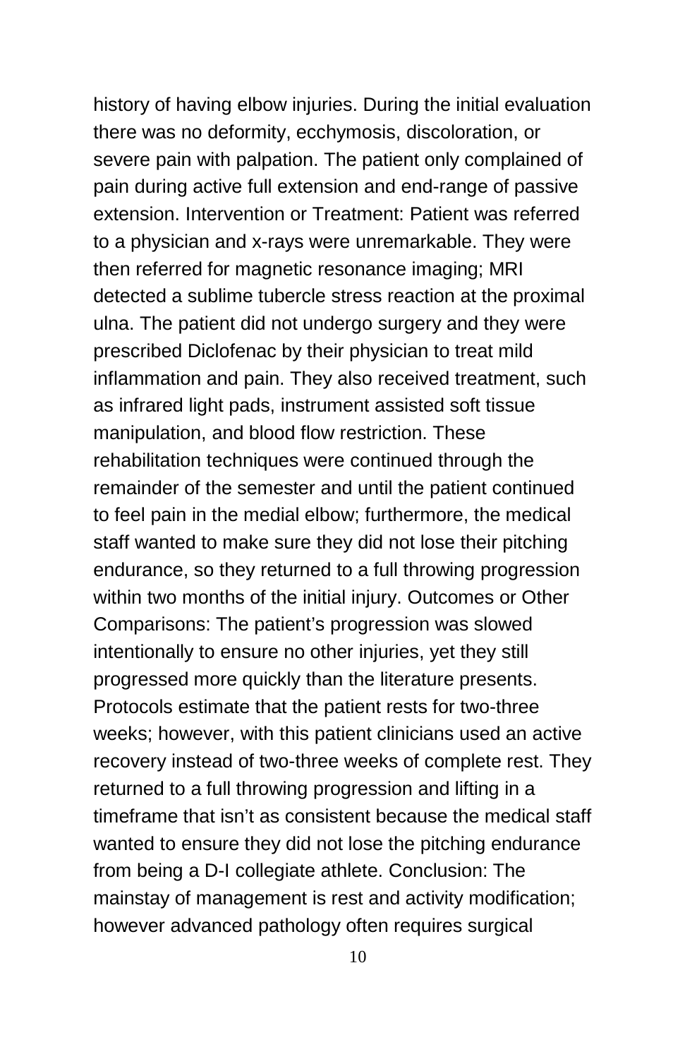history of having elbow injuries. During the initial evaluation there was no deformity, ecchymosis, discoloration, or severe pain with palpation. The patient only complained of pain during active full extension and end-range of passive extension. Intervention or Treatment: Patient was referred to a physician and x-rays were unremarkable. They were then referred for magnetic resonance imaging; MRI detected a sublime tubercle stress reaction at the proximal ulna. The patient did not undergo surgery and they were prescribed Diclofenac by their physician to treat mild inflammation and pain. They also received treatment, such as infrared light pads, instrument assisted soft tissue manipulation, and blood flow restriction. These rehabilitation techniques were continued through the remainder of the semester and until the patient continued to feel pain in the medial elbow; furthermore, the medical staff wanted to make sure they did not lose their pitching endurance, so they returned to a full throwing progression within two months of the initial injury. Outcomes or Other Comparisons: The patient's progression was slowed intentionally to ensure no other injuries, yet they still progressed more quickly than the literature presents. Protocols estimate that the patient rests for two-three weeks; however, with this patient clinicians used an active recovery instead of two-three weeks of complete rest. They returned to a full throwing progression and lifting in a timeframe that isn't as consistent because the medical staff wanted to ensure they did not lose the pitching endurance from being a D-I collegiate athlete. Conclusion: The mainstay of management is rest and activity modification; however advanced pathology often requires surgical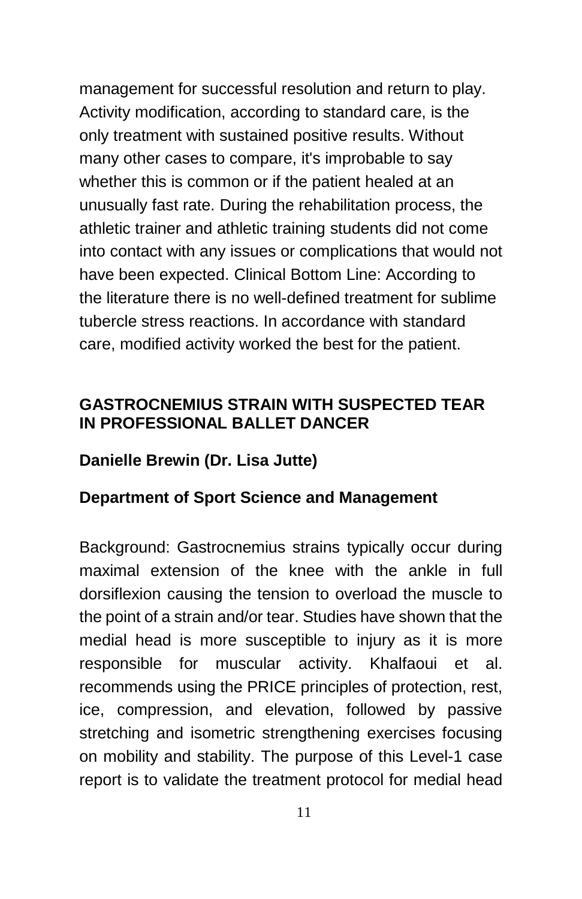management for successful resolution and return to play. Activity modification, according to standard care, is the only treatment with sustained positive results. Without many other cases to compare, it's improbable to say whether this is common or if the patient healed at an unusually fast rate. During the rehabilitation process, the athletic trainer and athletic training students did not come into contact with any issues or complications that would not have been expected. Clinical Bottom Line: According to the literature there is no well-defined treatment for sublime tubercle stress reactions. In accordance with standard care, modified activity worked the best for the patient.

## GASTROCNEMIUS STRAIN WITH SUSPECTED TEAR IN PROFESSIONAL BALLET DANCER

**Danielle Brewin (Dr. Lisa Jutte)**

**Department of Sport Science and Management**

Background: Gastrocnemius strains typically occur during maximal extension of the knee with the ankle in full dorsiflexion causing the tension to overload the muscle to the point of a strain and/or tear. Studies have shown that the medial head is more susceptible to injury as it is more responsible for muscular activity. Khalfaoui et al. recommends using the PRICE principles of protection, rest, ice, compression, and elevation, followed by passive stretching and isometric strengthening exercises focusing on mobility and stability. The purpose of this Level-1 case report is to validate the treatment protocol for medial head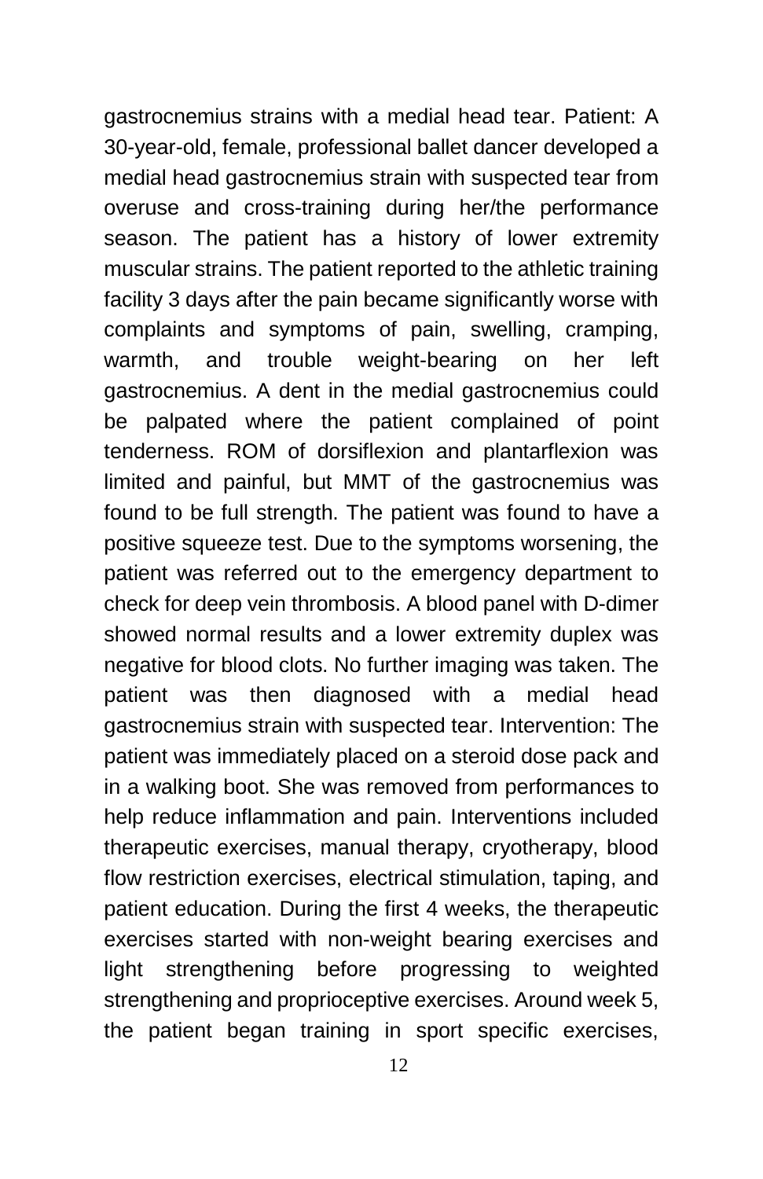gastrocnemius strains with a medial head tear. Patient: A 30-year-old, female, professional ballet dancer developed a medial head gastrocnemius strain with suspected tear from overuse and cross-training during her/the performance season. The patient has a history of lower extremity muscular strains. The patient reported to the athletic training facility 3 days after the pain became significantly worse with complaints and symptoms of pain, swelling, cramping, warmth, and trouble weight-bearing on her left gastrocnemius. A dent in the medial gastrocnemius could be palpated where the patient complained of point tenderness. ROM of dorsiflexion and plantarflexion was limited and painful, but MMT of the gastrocnemius was found to be full strength. The patient was found to have a positive squeeze test. Due to the symptoms worsening, the patient was referred out to the emergency department to check for deep vein thrombosis. A blood panel with D-dimer showed normal results and a lower extremity duplex was negative for blood clots. No further imaging was taken. The patient was then diagnosed with a medial head gastrocnemius strain with suspected tear. Intervention: The patient was immediately placed on a steroid dose pack and in a walking boot. She was removed from performances to help reduce inflammation and pain. Interventions included therapeutic exercises, manual therapy, cryotherapy, blood flow restriction exercises, electrical stimulation, taping, and patient education. During the first 4 weeks, the therapeutic exercises started with non-weight bearing exercises and light strengthening before progressing to weighted strengthening and proprioceptive exercises. Around week 5, the patient began training in sport specific exercises,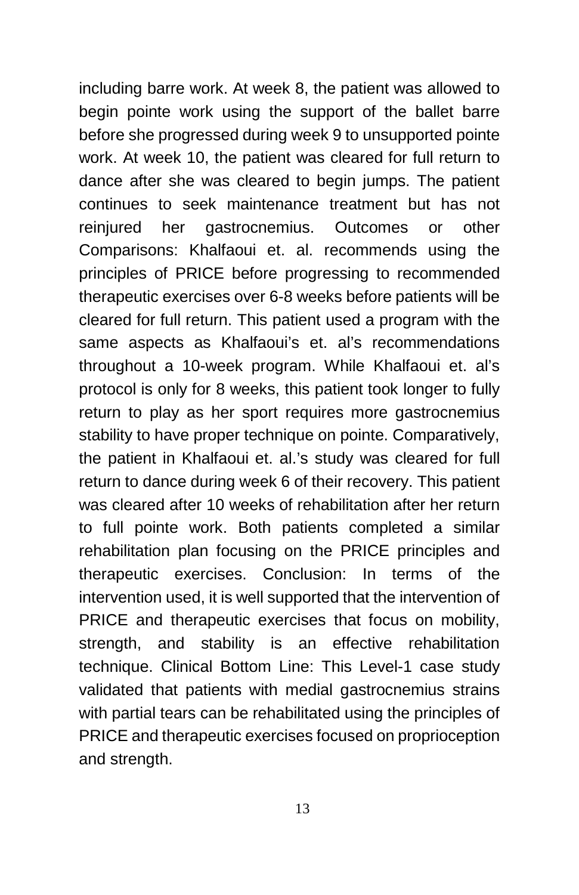including barre work. At week 8, the patient was allowed to begin pointe work using the support of the ballet barre before she progressed during week 9 to unsupported pointe work. At week 10, the patient was cleared for full return to dance after she was cleared to begin jumps. The patient continues to seek maintenance treatment but has not reinjured her gastrocnemius. Outcomes or other Comparisons: Khalfaoui et. al. recommends using the principles of PRICE before progressing to recommended therapeutic exercises over 6-8 weeks before patients will be cleared for full return. This patient used a program with the same aspects as Khalfaoui's et. al's recommendations throughout a 10-week program. While Khalfaoui et. al's protocol is only for 8 weeks, this patient took longer to fully return to play as her sport requires more gastrocnemius stability to have proper technique on pointe. Comparatively, the patient in Khalfaoui et. al.'s study was cleared for full return to dance during week 6 of their recovery. This patient was cleared after 10 weeks of rehabilitation after her return to full pointe work. Both patients completed a similar rehabilitation plan focusing on the PRICE principles and therapeutic exercises. Conclusion: In terms of the intervention used, it is well supported that the intervention of PRICE and therapeutic exercises that focus on mobility, strength, and stability is an effective rehabilitation technique. Clinical Bottom Line: This Level-1 case study validated that patients with medial gastrocnemius strains with partial tears can be rehabilitated using the principles of PRICE and therapeutic exercises focused on proprioception and strength.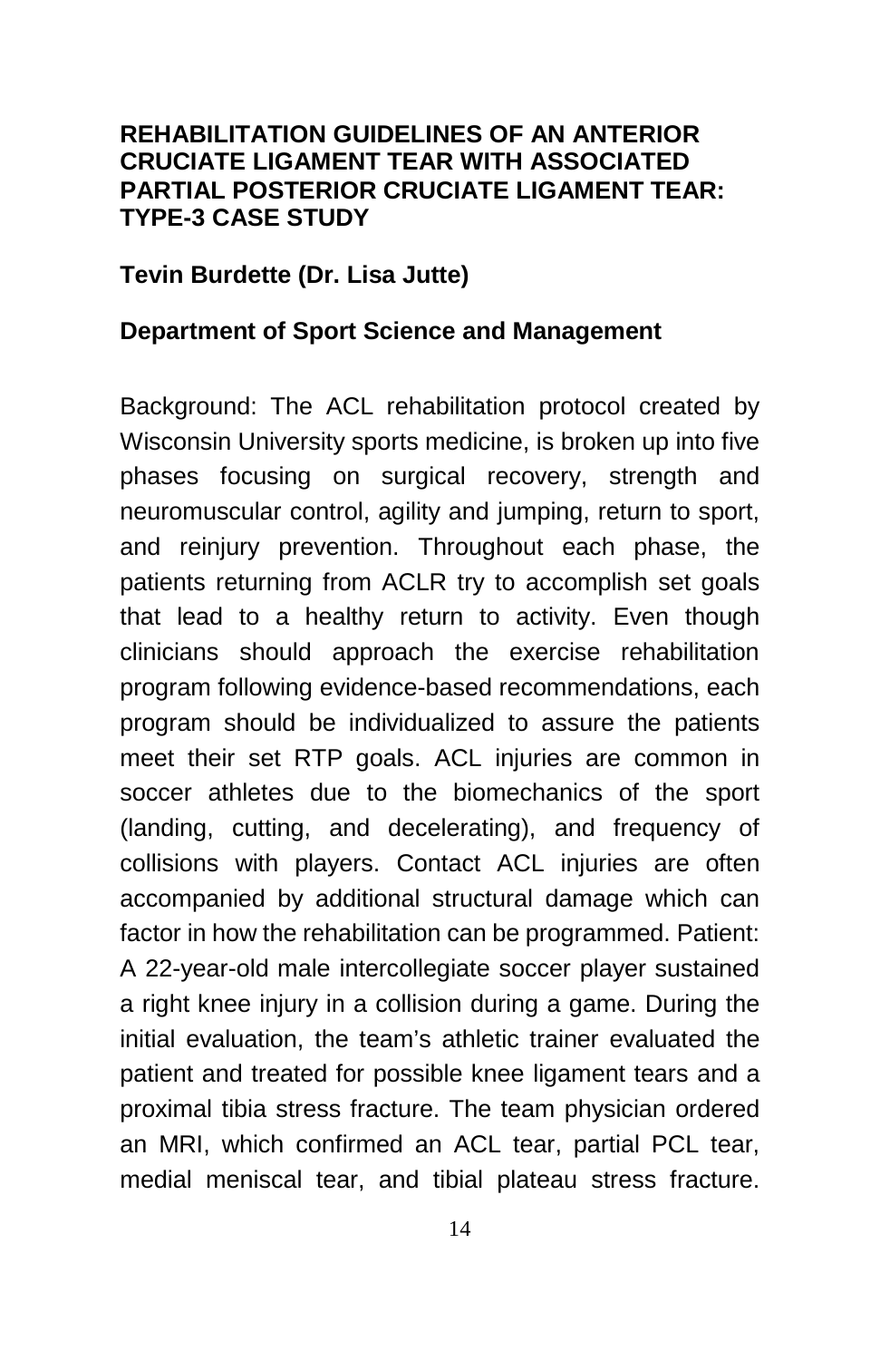**REHABILITATION GUIDELINES OF AN ANTERIOR CRUCIATE LIGAMENT TEAR WITH ASSOCIATED PARTIAL POSTERIOR CRUCIATE LIGAMENT TEAR: TYPE-3 CASE STUDY**

**Tevin Burdette (Dr. Lisa Jutte)**

**Department of Sport Science and Management**

Background: The ACL rehabilitation protocol created by Wisconsin University sports medicine, is broken up into five phases focusing on surgical recovery, strength and neuromuscular control, agility and jumping, return to sport, and reinjury prevention. Throughout each phase, the patients returning from ACLR try to accomplish set goals that lead to a healthy return to activity. Even though clinicians should approach the exercise rehabilitation program following evidence-based recommendations, each program should be individualized to assure the patients meet their set RTP goals. ACL injuries are common in soccer athletes due to the biomechanics of the sport (landing, cutting, and decelerating), and frequency of collisions with players. Contact ACL injuries are often accompanied by additional structural damage which can factor in how the rehabilitation can be programmed. Patient: A 22-year-old male intercollegiate soccer player sustained a right knee injury in a collision during a game. During the initial evaluation, the team's athletic trainer evaluated the patient and treated for possible knee ligament tears and a proximal tibia stress fracture. The team physician ordered an MRI, which confirmed an ACL tear, partial PCL tear, medial meniscal tear, and tibial plateau stress fracture.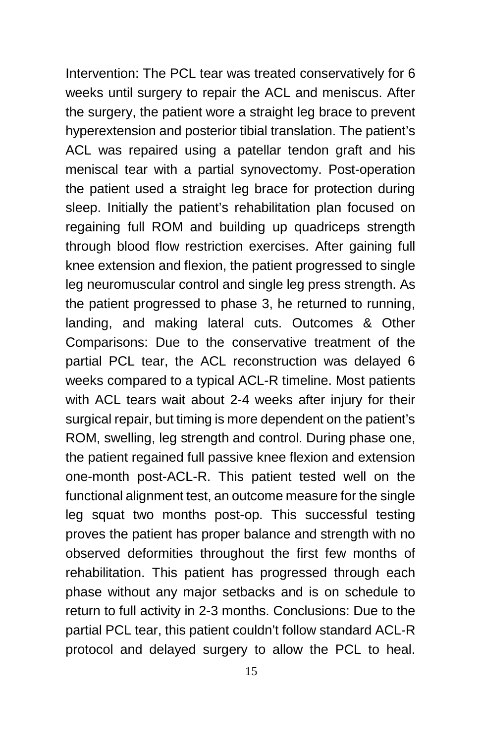Intervention: The PCL tear was treated conservatively for 6 weeks until surgery to repair the ACL and meniscus. After the surgery, the patient wore a straight leg brace to prevent hyperextension and posterior tibial translation. The patient's ACL was repaired using a patellar tendon graft and his meniscal tear with a partial synovectomy. Post-operation the patient used a straight leg brace for protection during sleep. Initially the patient's rehabilitation plan focused on regaining full ROM and building up quadriceps strength through blood flow restriction exercises. After gaining full knee extension and flexion, the patient progressed to single leg neuromuscular control and single leg press strength. As the patient progressed to phase 3, he returned to running, landing, and making lateral cuts. Outcomes & Other Comparisons: Due to the conservative treatment of the partial PCL tear, the ACL reconstruction was delayed 6 weeks compared to a typical ACL-R timeline. Most patients with ACL tears wait about 2-4 weeks after injury for their surgical repair, but timing is more dependent on the patient's ROM, swelling, leg strength and control. During phase one, the patient regained full passive knee flexion and extension one-month post-ACL-R. This patient tested well on the functional alignment test, an outcome measure for the single leg squat two months post-op. This successful testing proves the patient has proper balance and strength with no observed deformities throughout the first few months of rehabilitation. This patient has progressed through each phase without any major setbacks and is on schedule to return to full activity in 2-3 months. Conclusions: Due to the partial PCL tear, this patient couldn't follow standard ACL-R protocol and delayed surgery to allow the PCL to heal.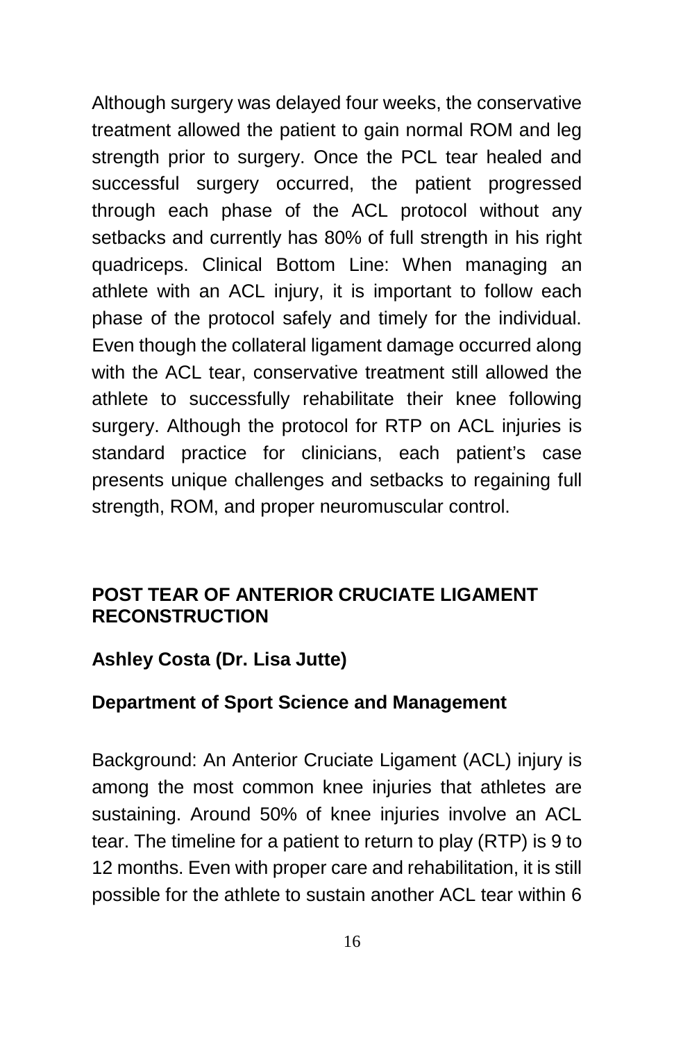Although surgery was delayed four weeks, the conservative treatment allowed the patient to gain normal ROM and leg strength prior to surgery. Once the PCL tear healed and successful surgery occurred, the patient progressed through each phase of the ACL protocol without any setbacks and currently has 80% of full strength in his right quadriceps. Clinical Bottom Line: When managing an athlete with an ACL injury, it is important to follow each phase of the protocol safely and timely for the individual. Even though the collateral ligament damage occurred along with the ACL tear, conservative treatment still allowed the athlete to successfully rehabilitate their knee following surgery. Although the protocol for RTP on ACL injuries is standard practice for clinicians, each patient's case presents unique challenges and setbacks to regaining full strength, ROM, and proper neuromuscular control.

## POST TEAR OF ANTERIOR CRUCIATE LIGAMENT RECONSTRUCTION

**Ashley Costa (Dr. Lisa Jutte)**

**Department of Sport Science and Management**

Background: An Anterior Cruciate Ligament (ACL) injury is among the most common knee injuries that athletes are sustaining. Around 50% of knee injuries involve an ACL tear. The timeline for a patient to return to play (RTP) is 9 to 12 months. Even with proper care and rehabilitation, it is still possible for the athlete to sustain another ACL tear within 6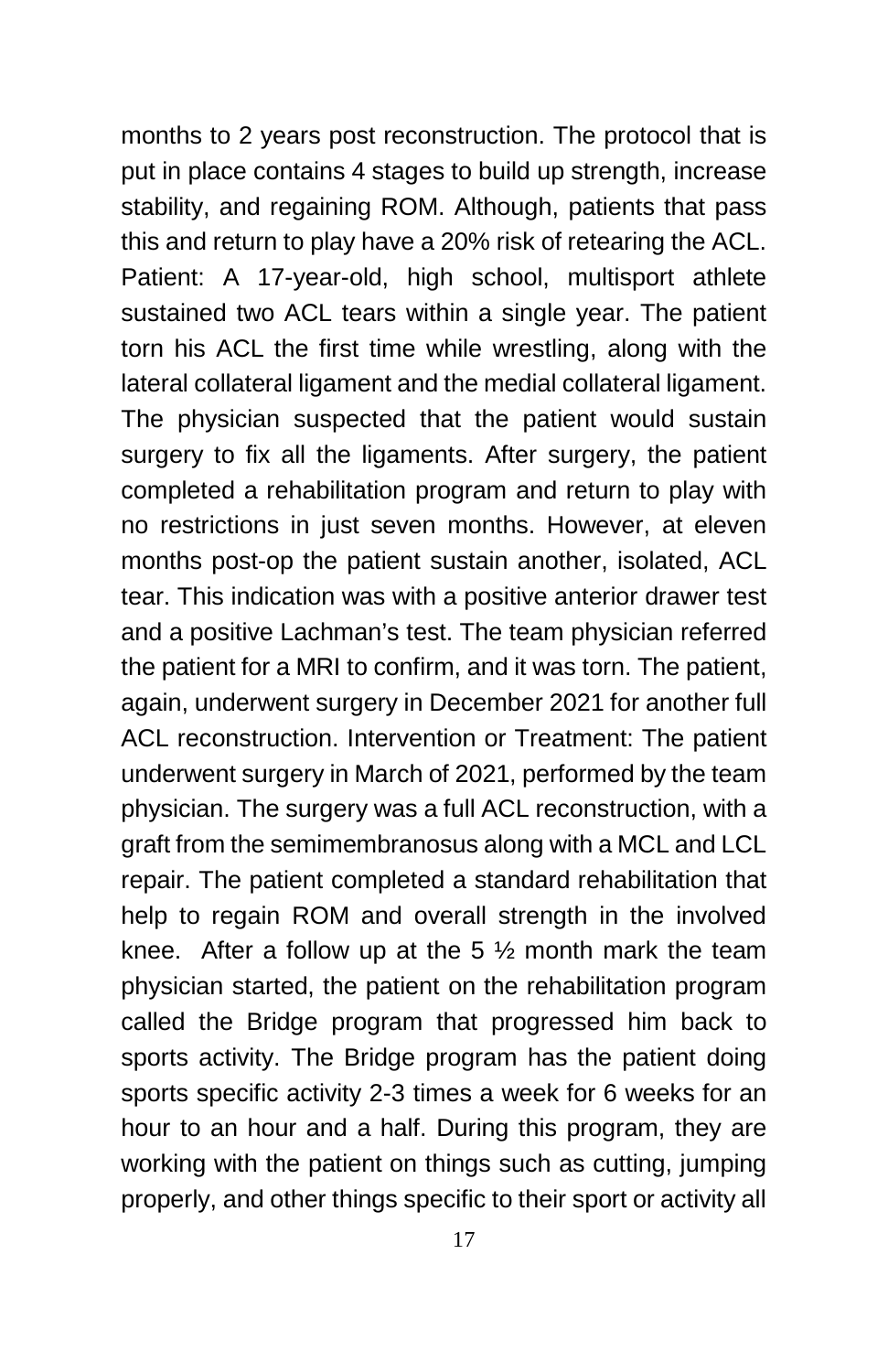months to 2 years post reconstruction. The protocol that is put in place contains 4 stages to build up strength, increase stability, and regaining ROM. Although, patients that pass this and return to play have a 20% risk of retearing the ACL. Patient: A 17-year-old, high school, multisport athlete sustained two ACL tears within a single year. The patient torn his ACL the first time while wrestling, along with the lateral collateral ligament and the medial collateral ligament. The physician suspected that the patient would sustain surgery to fix all the ligaments. After surgery, the patient completed a rehabilitation program and return to play with no restrictions in just seven months. However, at eleven months post-op the patient sustain another, isolated, ACL tear. This indication was with a positive anterior drawer test and a positive Lachman's test. The team physician referred the patient for a MRI to confirm, and it was torn. The patient, again, underwent surgery in December 2021 for another full ACL reconstruction. Intervention or Treatment: The patient underwent surgery in March of 2021, performed by the team physician. The surgery was a full ACL reconstruction, with a graft from the semimembranosus along with a MCL and LCL repair. The patient completed a standard rehabilitation that help to regain ROM and overall strength in the involved knee. After a follow up at the 5 ½ month mark the team physician started, the patient on the rehabilitation program called the Bridge program that progressed him back to sports activity. The Bridge program has the patient doing sports specific activity 2-3 times a week for 6 weeks for an hour to an hour and a half. During this program, they are working with the patient on things such as cutting, jumping properly, and other things specific to their sport or activity all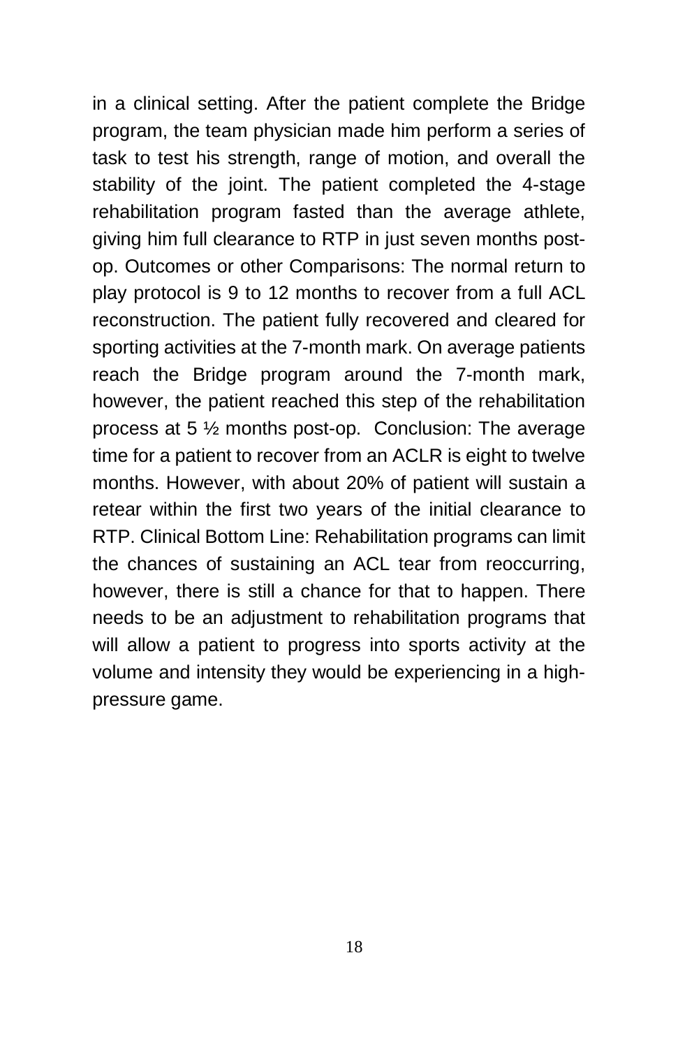in a clinical setting. After the patient complete the Bridge program, the team physician made him perform a series of task to test his strength, range of motion, and overall the stability of the joint. The patient completed the 4-stage rehabilitation program fasted than the average athlete, giving him full clearance to RTP in just seven months post-op. Outcomes or other Comparisons: The normal return to play protocol is 9 to 12 months to recover from a full ACL reconstruction. The patient fully recovered and cleared for sporting activities at the 7-month mark. On average patients reach the Bridge program around the 7-month mark, however, the patient reached this step of the rehabilitation process at 5 ½ months post-op. Conclusion: The average time for a patient to recover from an ACLR is eight to twelve months. However, with about 20% of patient will sustain a retear within the first two years of the initial clearance to RTP. Clinical Bottom Line: Rehabilitation programs can limit the chances of sustaining an ACL tear from reoccurring, however, there is still a chance for that to happen. There needs to be an adjustment to rehabilitation programs that will allow a patient to progress into sports activity at the volume and intensity they would be experiencing in a high-pressure game.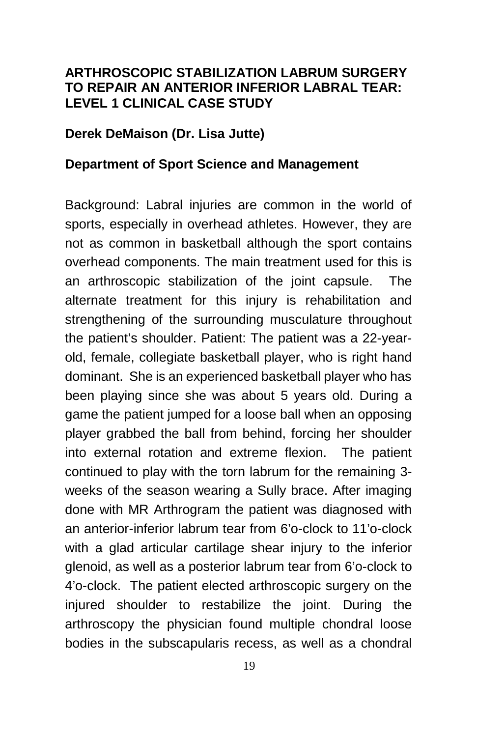**ARTHROSCOPIC STABILIZATION LABRUM SURGERY TO REPAIR AN ANTERIOR INFERIOR LABRAL TEAR: LEVEL 1 CLINICAL CASE STUDY**

**Derek DeMaison (Dr. Lisa Jutte)**

**Department of Sport Science and Management**

Background: Labral injuries are common in the world of sports, especially in overhead athletes. However, they are not as common in basketball although the sport contains overhead components. The main treatment used for this is an arthroscopic stabilization of the joint capsule. The alternate treatment for this injury is rehabilitation and strengthening of the surrounding musculature throughout the patient's shoulder. Patient: The patient was a 22-year-old, female, collegiate basketball player, who is right hand dominant. She is an experienced basketball player who has been playing since she was about 5 years old. During a game the patient jumped for a loose ball when an opposing player grabbed the ball from behind, forcing her shoulder into external rotation and extreme flexion. The patient continued to play with the torn labrum for the remaining 3-weeks of the season wearing a Sully brace. After imaging done with MR Arthrogram the patient was diagnosed with an anterior-inferior labrum tear from 6'o-clock to 11'o-clock with a glad articular cartilage shear injury to the inferior glenoid, as well as a posterior labrum tear from 6'o-clock to 4'o-clock. The patient elected arthroscopic surgery on the injured shoulder to restabilize the joint. During the arthroscopy the physician found multiple chondral loose bodies in the subscapularis recess, as well as a chondral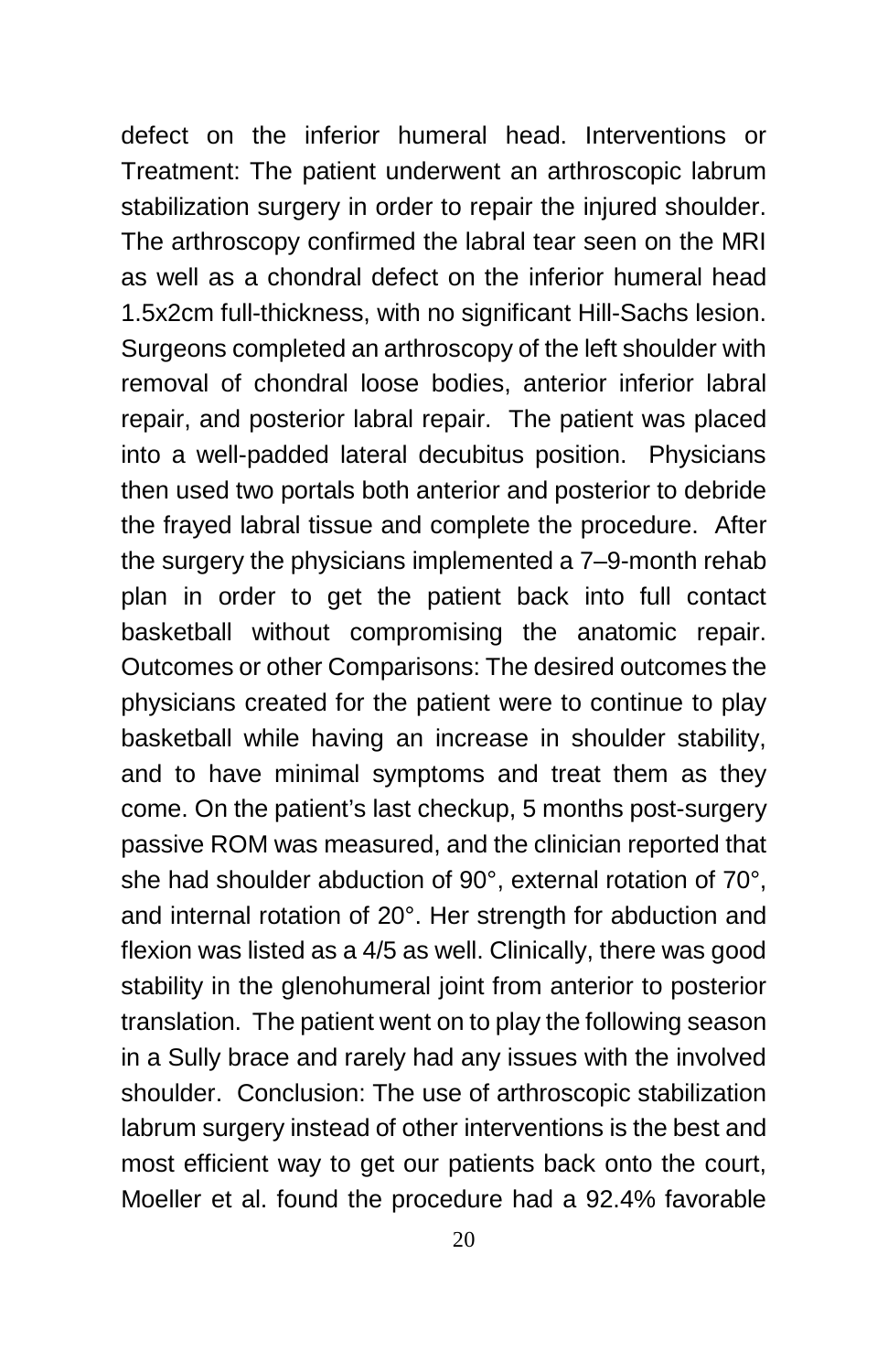defect on the inferior humeral head. Interventions or Treatment: The patient underwent an arthroscopic labrum stabilization surgery in order to repair the injured shoulder. The arthroscopy confirmed the labral tear seen on the MRI as well as a chondral defect on the inferior humeral head 1.5x2cm full-thickness, with no significant Hill-Sachs lesion. Surgeons completed an arthroscopy of the left shoulder with removal of chondral loose bodies, anterior inferior labral repair, and posterior labral repair. The patient was placed into a well-padded lateral decubitus position. Physicians then used two portals both anterior and posterior to debride the frayed labral tissue and complete the procedure. After the surgery the physicians implemented a 7–9-month rehab plan in order to get the patient back into full contact basketball without compromising the anatomic repair. Outcomes or other Comparisons: The desired outcomes the physicians created for the patient were to continue to play basketball while having an increase in shoulder stability, and to have minimal symptoms and treat them as they come. On the patient's last checkup, 5 months post-surgery passive ROM was measured, and the clinician reported that she had shoulder abduction of 90°, external rotation of 70°, and internal rotation of 20°. Her strength for abduction and flexion was listed as a 4/5 as well. Clinically, there was good stability in the glenohumeral joint from anterior to posterior translation. The patient went on to play the following season in a Sully brace and rarely had any issues with the involved shoulder. Conclusion: The use of arthroscopic stabilization labrum surgery instead of other interventions is the best and most efficient way to get our patients back onto the court, Moeller et al. found the procedure had a 92.4% favorable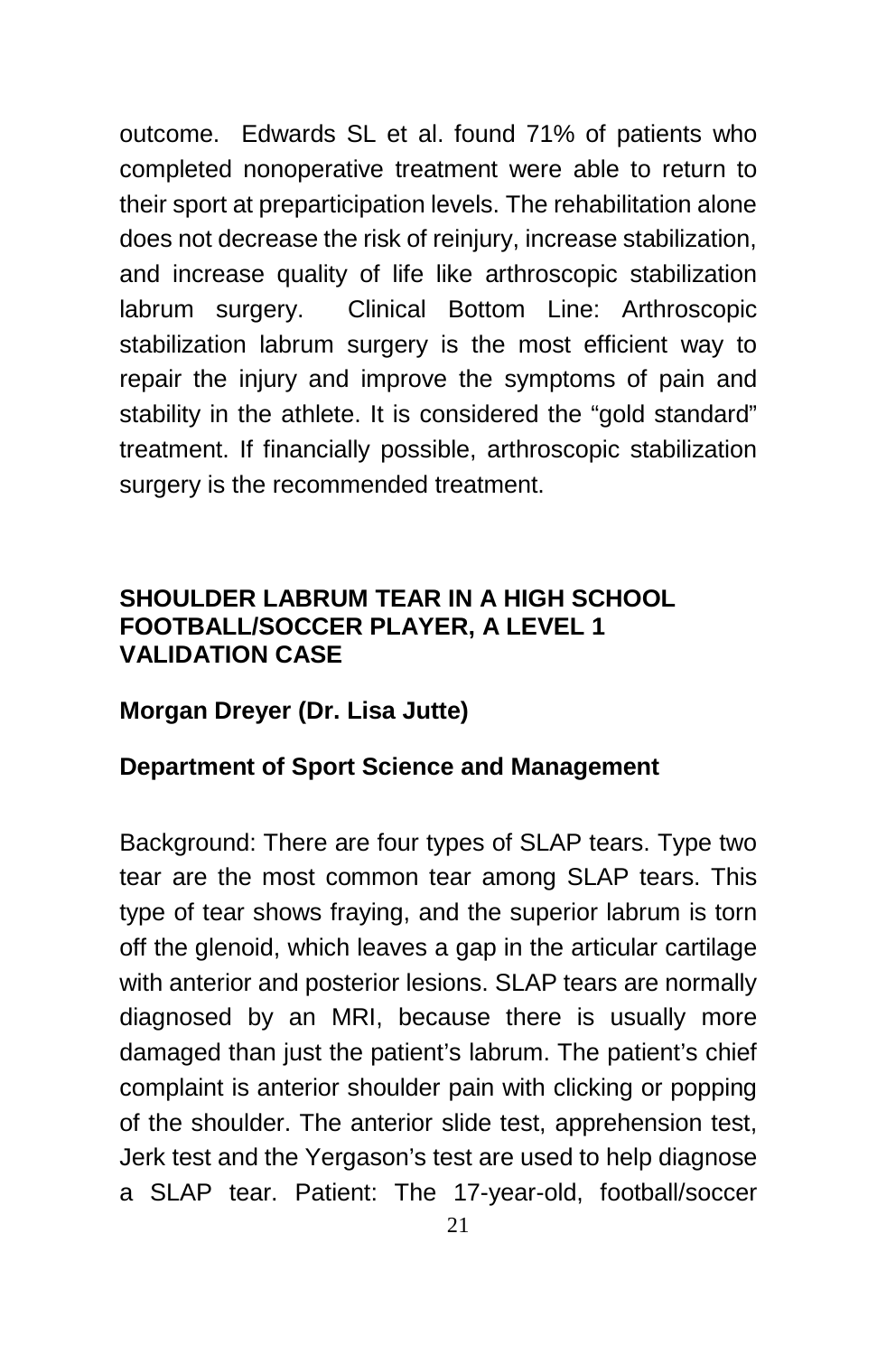outcome. Edwards SL et al. found 71% of patients who completed nonoperative treatment were able to return to their sport at preparticipation levels. The rehabilitation alone does not decrease the risk of reinjury, increase stabilization, and increase quality of life like arthroscopic stabilization labrum surgery. Clinical Bottom Line: Arthroscopic stabilization labrum surgery is the most efficient way to repair the injury and improve the symptoms of pain and stability in the athlete. It is considered the "gold standard" treatment. If financially possible, arthroscopic stabilization surgery is the recommended treatment.

## SHOULDER LABRUM TEAR IN A HIGH SCHOOL FOOTBALL/SOCCER PLAYER, A LEVEL 1 VALIDATION CASE

**Morgan Dreyer (Dr. Lisa Jutte)**

**Department of Sport Science and Management**

Background: There are four types of SLAP tears. Type two tear are the most common tear among SLAP tears. This type of tear shows fraying, and the superior labrum is torn off the glenoid, which leaves a gap in the articular cartilage with anterior and posterior lesions. SLAP tears are normally diagnosed by an MRI, because there is usually more damaged than just the patient's labrum. The patient's chief complaint is anterior shoulder pain with clicking or popping of the shoulder. The anterior slide test, apprehension test, Jerk test and the Yergason's test are used to help diagnose a SLAP tear. Patient: The 17-year-old, football/soccer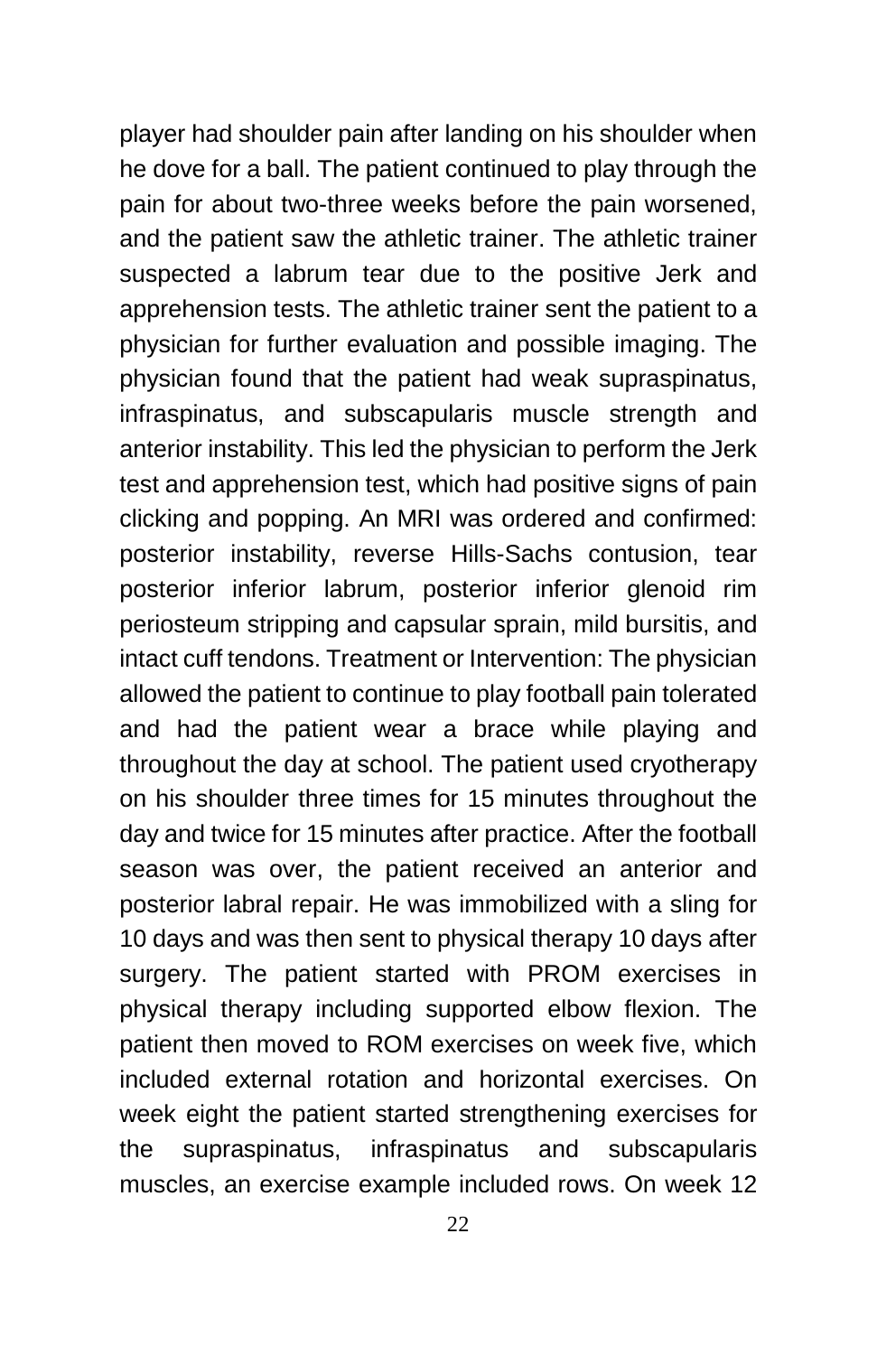player had shoulder pain after landing on his shoulder when he dove for a ball. The patient continued to play through the pain for about two-three weeks before the pain worsened, and the patient saw the athletic trainer. The athletic trainer suspected a labrum tear due to the positive Jerk and apprehension tests. The athletic trainer sent the patient to a physician for further evaluation and possible imaging. The physician found that the patient had weak supraspinatus, infraspinatus, and subscapularis muscle strength and anterior instability. This led the physician to perform the Jerk test and apprehension test, which had positive signs of pain clicking and popping. An MRI was ordered and confirmed: posterior instability, reverse Hills-Sachs contusion, tear posterior inferior labrum, posterior inferior glenoid rim periosteum stripping and capsular sprain, mild bursitis, and intact cuff tendons. Treatment or Intervention: The physician allowed the patient to continue to play football pain tolerated and had the patient wear a brace while playing and throughout the day at school. The patient used cryotherapy on his shoulder three times for 15 minutes throughout the day and twice for 15 minutes after practice. After the football season was over, the patient received an anterior and posterior labral repair. He was immobilized with a sling for 10 days and was then sent to physical therapy 10 days after surgery. The patient started with PROM exercises in physical therapy including supported elbow flexion. The patient then moved to ROM exercises on week five, which included external rotation and horizontal exercises. On week eight the patient started strengthening exercises for the supraspinatus, infraspinatus and subscapularis muscles, an exercise example included rows. On week 12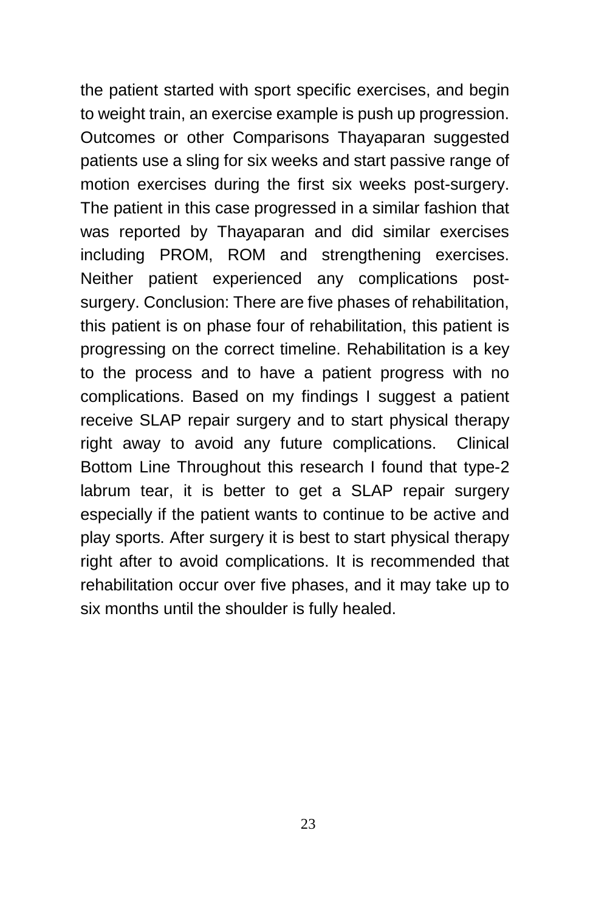the patient started with sport specific exercises, and begin to weight train, an exercise example is push up progression. Outcomes or other Comparisons Thayaparan suggested patients use a sling for six weeks and start passive range of motion exercises during the first six weeks post-surgery. The patient in this case progressed in a similar fashion that was reported by Thayaparan and did similar exercises including PROM, ROM and strengthening exercises. Neither patient experienced any complications post-surgery. Conclusion: There are five phases of rehabilitation, this patient is on phase four of rehabilitation, this patient is progressing on the correct timeline. Rehabilitation is a key to the process and to have a patient progress with no complications. Based on my findings I suggest a patient receive SLAP repair surgery and to start physical therapy right away to avoid any future complications. Clinical Bottom Line Throughout this research I found that type-2 labrum tear, it is better to get a SLAP repair surgery especially if the patient wants to continue to be active and play sports. After surgery it is best to start physical therapy right after to avoid complications. It is recommended that rehabilitation occur over five phases, and it may take up to six months until the shoulder is fully healed.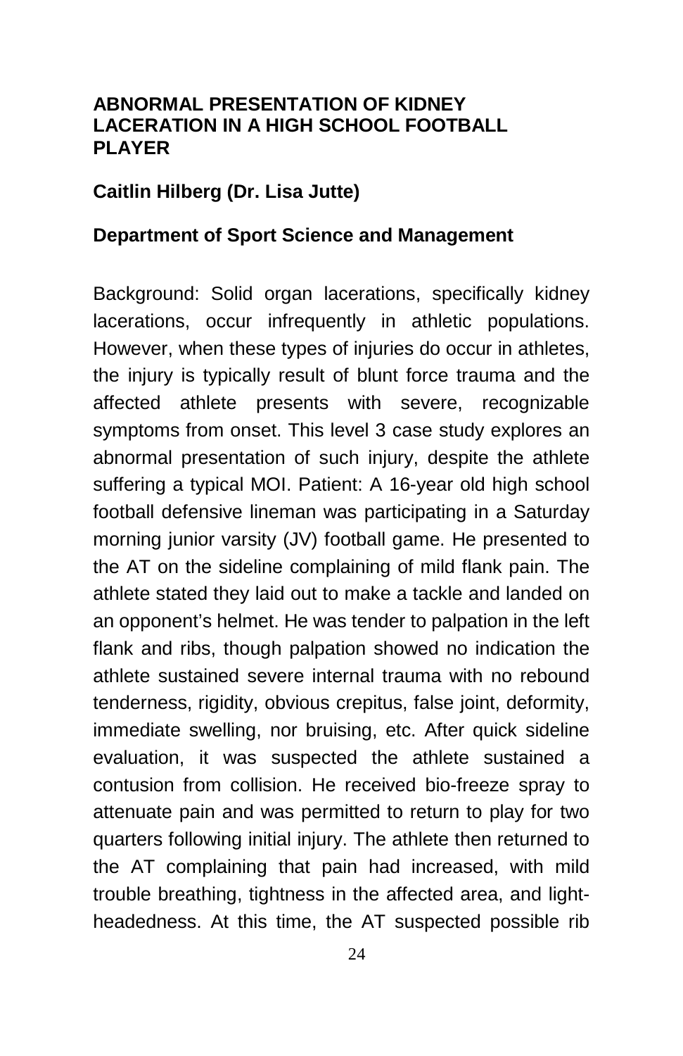## ABNORMAL PRESENTATION OF KIDNEY LACERATION IN A HIGH SCHOOL FOOTBALL PLAYER

**Caitlin Hilberg (Dr. Lisa Jutte)**

**Department of Sport Science and Management**

Background: Solid organ lacerations, specifically kidney lacerations, occur infrequently in athletic populations. However, when these types of injuries do occur in athletes, the injury is typically result of blunt force trauma and the affected athlete presents with severe, recognizable symptoms from onset. This level 3 case study explores an abnormal presentation of such injury, despite the athlete suffering a typical MOI. Patient: A 16-year old high school football defensive lineman was participating in a Saturday morning junior varsity (JV) football game. He presented to the AT on the sideline complaining of mild flank pain. The athlete stated they laid out to make a tackle and landed on an opponent's helmet. He was tender to palpation in the left flank and ribs, though palpation showed no indication the athlete sustained severe internal trauma with no rebound tenderness, rigidity, obvious crepitus, false joint, deformity, immediate swelling, nor bruising, etc. After quick sideline evaluation, it was suspected the athlete sustained a contusion from collision. He received bio-freeze spray to attenuate pain and was permitted to return to play for two quarters following initial injury. The athlete then returned to the AT complaining that pain had increased, with mild trouble breathing, tightness in the affected area, and light-headedness. At this time, the AT suspected possible rib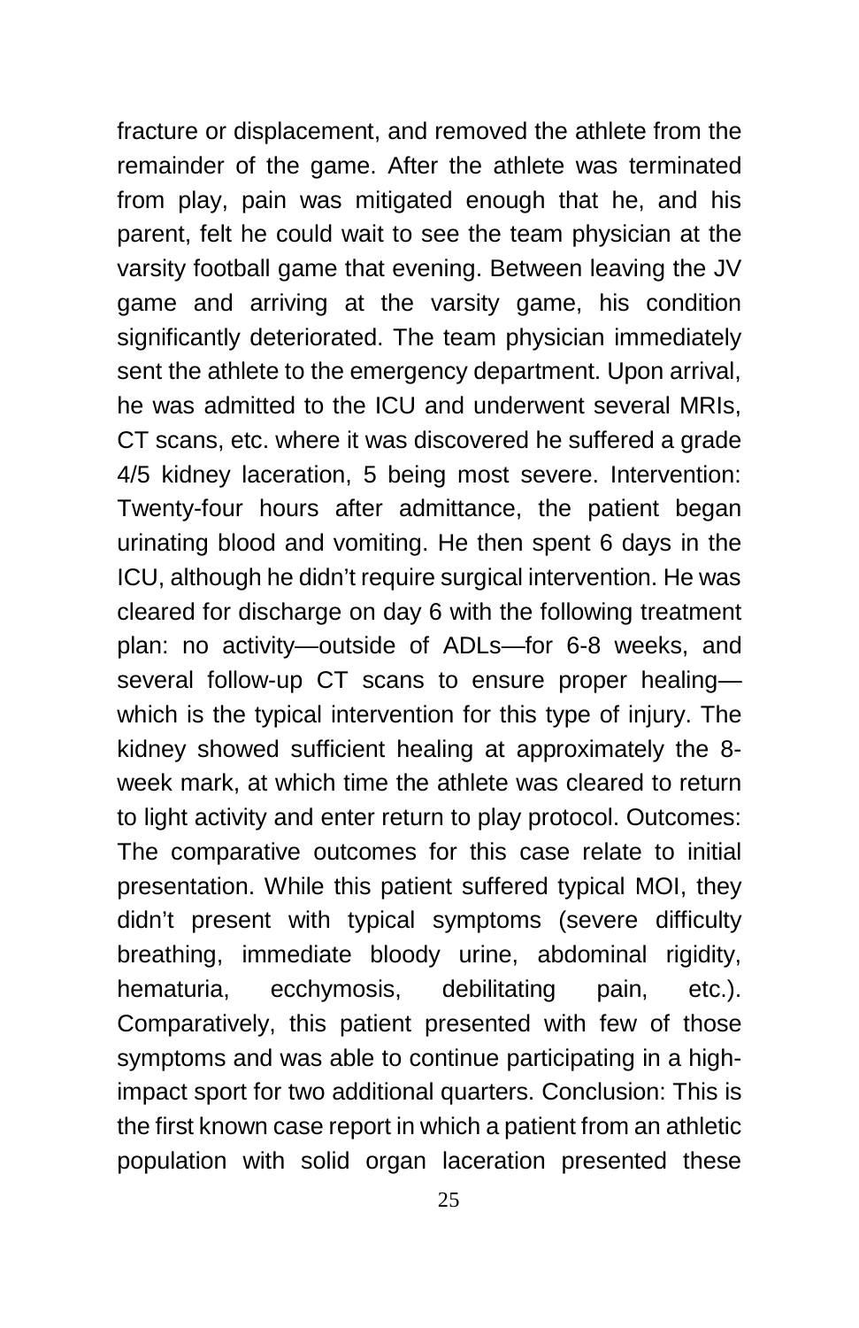fracture or displacement, and removed the athlete from the remainder of the game. After the athlete was terminated from play, pain was mitigated enough that he, and his parent, felt he could wait to see the team physician at the varsity football game that evening. Between leaving the JV game and arriving at the varsity game, his condition significantly deteriorated. The team physician immediately sent the athlete to the emergency department. Upon arrival, he was admitted to the ICU and underwent several MRIs, CT scans, etc. where it was discovered he suffered a grade 4/5 kidney laceration, 5 being most severe. Intervention: Twenty-four hours after admittance, the patient began urinating blood and vomiting. He then spent 6 days in the ICU, although he didn't require surgical intervention. He was cleared for discharge on day 6 with the following treatment plan: no activity—outside of ADLs—for 6-8 weeks, and several follow-up CT scans to ensure proper healing—which is the typical intervention for this type of injury. The kidney showed sufficient healing at approximately the 8-week mark, at which time the athlete was cleared to return to light activity and enter return to play protocol. Outcomes: The comparative outcomes for this case relate to initial presentation. While this patient suffered typical MOI, they didn't present with typical symptoms (severe difficulty breathing, immediate bloody urine, abdominal rigidity, hematuria, ecchymosis, debilitating pain, etc.). Comparatively, this patient presented with few of those symptoms and was able to continue participating in a high-impact sport for two additional quarters. Conclusion: This is the first known case report in which a patient from an athletic population with solid organ laceration presented these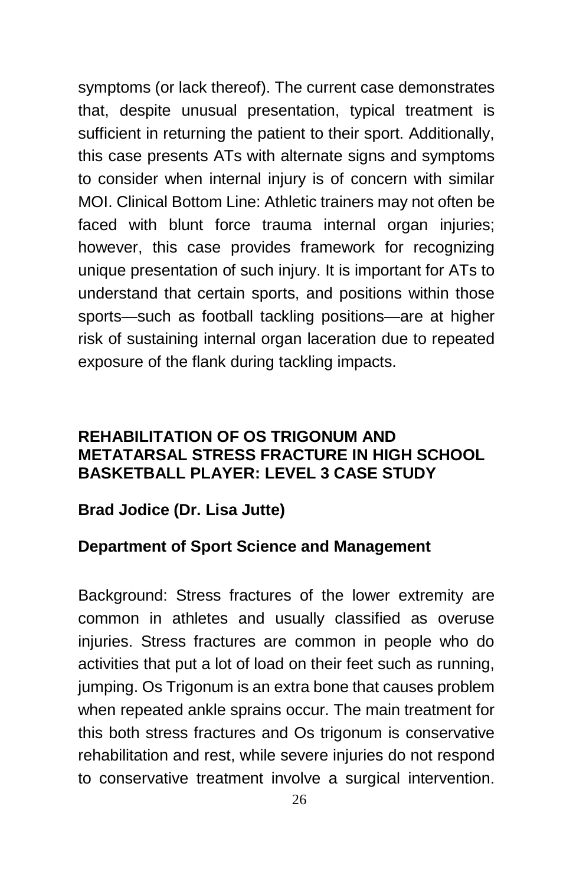symptoms (or lack thereof). The current case demonstrates that, despite unusual presentation, typical treatment is sufficient in returning the patient to their sport. Additionally, this case presents ATs with alternate signs and symptoms to consider when internal injury is of concern with similar MOI. Clinical Bottom Line: Athletic trainers may not often be faced with blunt force trauma internal organ injuries; however, this case provides framework for recognizing unique presentation of such injury. It is important for ATs to understand that certain sports, and positions within those sports—such as football tackling positions—are at higher risk of sustaining internal organ laceration due to repeated exposure of the flank during tackling impacts.

## REHABILITATION OF OS TRIGONUM AND METATARSAL STRESS FRACTURE IN HIGH SCHOOL BASKETBALL PLAYER: LEVEL 3 CASE STUDY

**Brad Jodice (Dr. Lisa Jutte)**

**Department of Sport Science and Management**

Background: Stress fractures of the lower extremity are common in athletes and usually classified as overuse injuries. Stress fractures are common in people who do activities that put a lot of load on their feet such as running, jumping. Os Trigonum is an extra bone that causes problem when repeated ankle sprains occur. The main treatment for this both stress fractures and Os trigonum is conservative rehabilitation and rest, while severe injuries do not respond to conservative treatment involve a surgical intervention.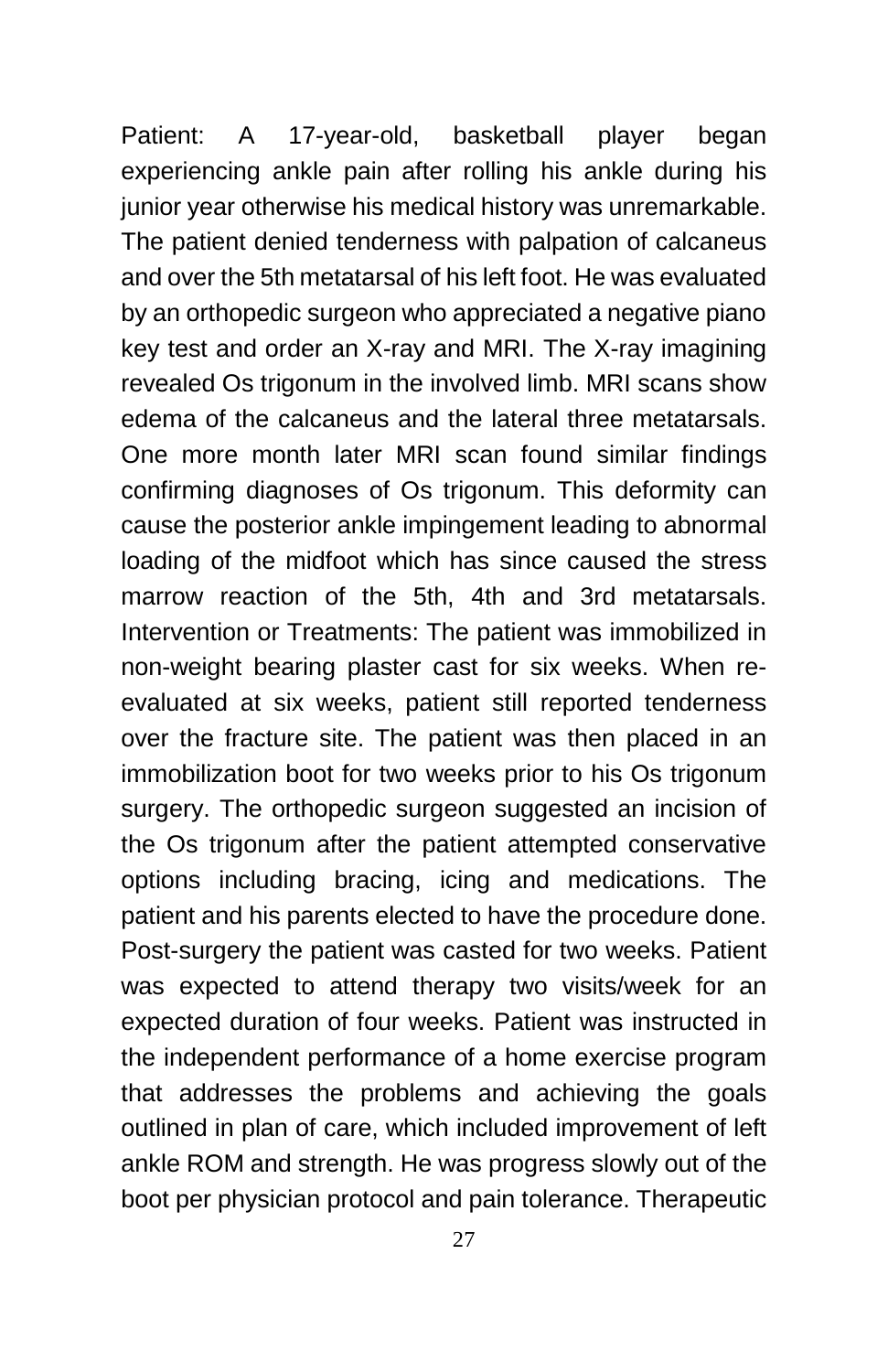Patient: A 17-year-old, basketball player began experiencing ankle pain after rolling his ankle during his junior year otherwise his medical history was unremarkable. The patient denied tenderness with palpation of calcaneus and over the 5th metatarsal of his left foot. He was evaluated by an orthopedic surgeon who appreciated a negative piano key test and order an X-ray and MRI. The X-ray imagining revealed Os trigonum in the involved limb. MRI scans show edema of the calcaneus and the lateral three metatarsals. One more month later MRI scan found similar findings confirming diagnoses of Os trigonum. This deformity can cause the posterior ankle impingement leading to abnormal loading of the midfoot which has since caused the stress marrow reaction of the 5th, 4th and 3rd metatarsals. Intervention or Treatments: The patient was immobilized in non-weight bearing plaster cast for six weeks. When re-evaluated at six weeks, patient still reported tenderness over the fracture site. The patient was then placed in an immobilization boot for two weeks prior to his Os trigonum surgery. The orthopedic surgeon suggested an incision of the Os trigonum after the patient attempted conservative options including bracing, icing and medications. The patient and his parents elected to have the procedure done. Post-surgery the patient was casted for two weeks. Patient was expected to attend therapy two visits/week for an expected duration of four weeks. Patient was instructed in the independent performance of a home exercise program that addresses the problems and achieving the goals outlined in plan of care, which included improvement of left ankle ROM and strength. He was progress slowly out of the boot per physician protocol and pain tolerance. Therapeutic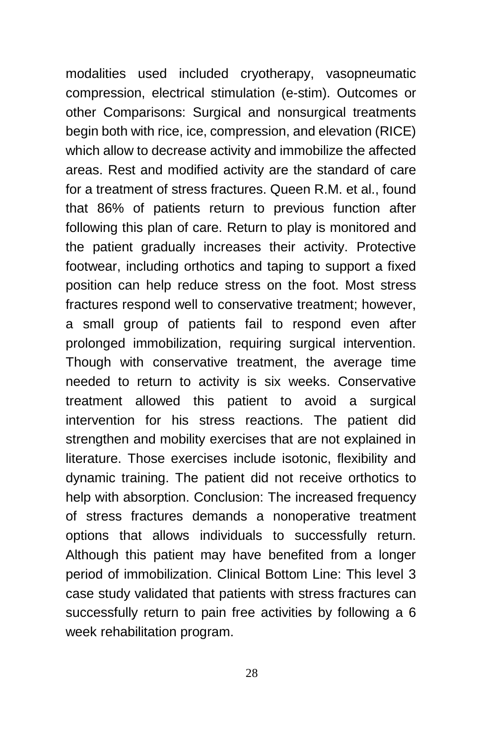modalities used included cryotherapy, vasopneumatic compression, electrical stimulation (e-stim). Outcomes or other Comparisons: Surgical and nonsurgical treatments begin both with rice, ice, compression, and elevation (RICE) which allow to decrease activity and immobilize the affected areas. Rest and modified activity are the standard of care for a treatment of stress fractures. Queen R.M. et al., found that 86% of patients return to previous function after following this plan of care. Return to play is monitored and the patient gradually increases their activity. Protective footwear, including orthotics and taping to support a fixed position can help reduce stress on the foot. Most stress fractures respond well to conservative treatment; however, a small group of patients fail to respond even after prolonged immobilization, requiring surgical intervention. Though with conservative treatment, the average time needed to return to activity is six weeks. Conservative treatment allowed this patient to avoid a surgical intervention for his stress reactions. The patient did strengthen and mobility exercises that are not explained in literature. Those exercises include isotonic, flexibility and dynamic training. The patient did not receive orthotics to help with absorption. Conclusion: The increased frequency of stress fractures demands a nonoperative treatment options that allows individuals to successfully return. Although this patient may have benefited from a longer period of immobilization. Clinical Bottom Line: This level 3 case study validated that patients with stress fractures can successfully return to pain free activities by following a 6 week rehabilitation program.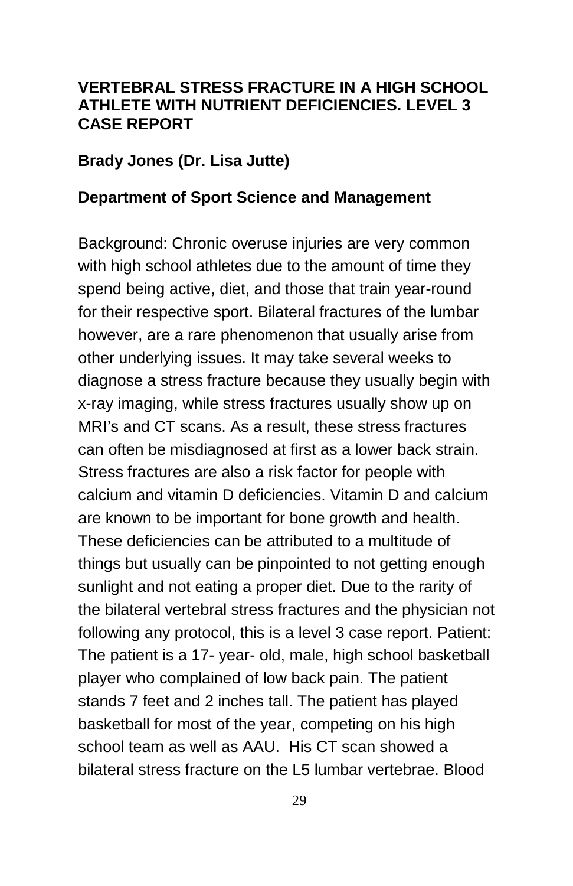**VERTEBRAL STRESS FRACTURE IN A HIGH SCHOOL ATHLETE WITH NUTRIENT DEFICIENCIES. LEVEL 3 CASE REPORT**

**Brady Jones (Dr. Lisa Jutte)**

**Department of Sport Science and Management**

Background: Chronic overuse injuries are very common with high school athletes due to the amount of time they spend being active, diet, and those that train year-round for their respective sport. Bilateral fractures of the lumbar however, are a rare phenomenon that usually arise from other underlying issues. It may take several weeks to diagnose a stress fracture because they usually begin with x-ray imaging, while stress fractures usually show up on MRI's and CT scans. As a result, these stress fractures can often be misdiagnosed at first as a lower back strain. Stress fractures are also a risk factor for people with calcium and vitamin D deficiencies. Vitamin D and calcium are known to be important for bone growth and health. These deficiencies can be attributed to a multitude of things but usually can be pinpointed to not getting enough sunlight and not eating a proper diet. Due to the rarity of the bilateral vertebral stress fractures and the physician not following any protocol, this is a level 3 case report. Patient: The patient is a 17- year- old, male, high school basketball player who complained of low back pain. The patient stands 7 feet and 2 inches tall. The patient has played basketball for most of the year, competing on his high school team as well as AAU. His CT scan showed a bilateral stress fracture on the L5 lumbar vertebrae. Blood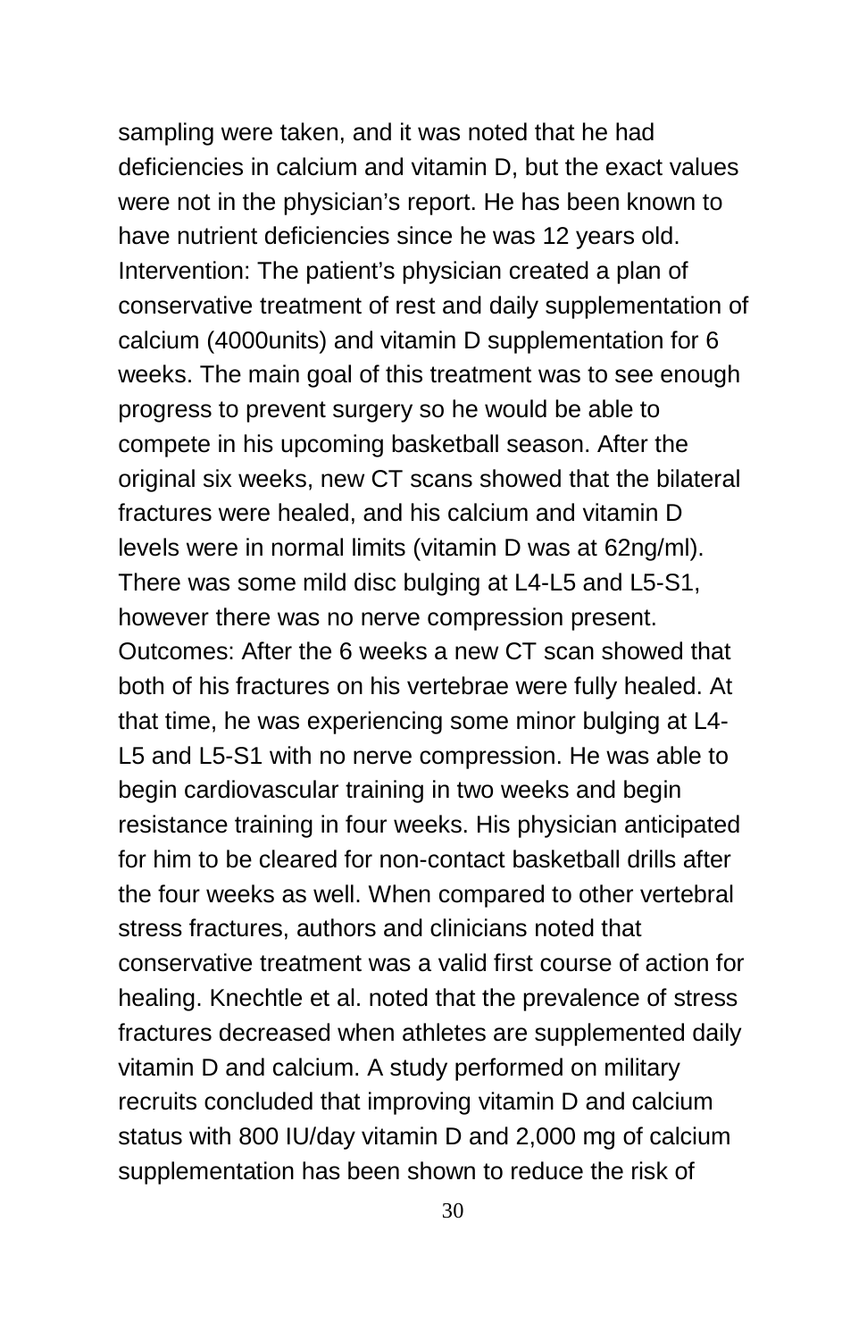sampling were taken, and it was noted that he had deficiencies in calcium and vitamin D, but the exact values were not in the physician's report. He has been known to have nutrient deficiencies since he was 12 years old. Intervention: The patient's physician created a plan of conservative treatment of rest and daily supplementation of calcium (4000units) and vitamin D supplementation for 6 weeks. The main goal of this treatment was to see enough progress to prevent surgery so he would be able to compete in his upcoming basketball season. After the original six weeks, new CT scans showed that the bilateral fractures were healed, and his calcium and vitamin D levels were in normal limits (vitamin D was at 62ng/ml). There was some mild disc bulging at L4-L5 and L5-S1, however there was no nerve compression present. Outcomes: After the 6 weeks a new CT scan showed that both of his fractures on his vertebrae were fully healed. At that time, he was experiencing some minor bulging at L4-L5 and L5-S1 with no nerve compression. He was able to begin cardiovascular training in two weeks and begin resistance training in four weeks. His physician anticipated for him to be cleared for non-contact basketball drills after the four weeks as well. When compared to other vertebral stress fractures, authors and clinicians noted that conservative treatment was a valid first course of action for healing. Knechtle et al. noted that the prevalence of stress fractures decreased when athletes are supplemented daily vitamin D and calcium. A study performed on military recruits concluded that improving vitamin D and calcium status with 800 IU/day vitamin D and 2,000 mg of calcium supplementation has been shown to reduce the risk of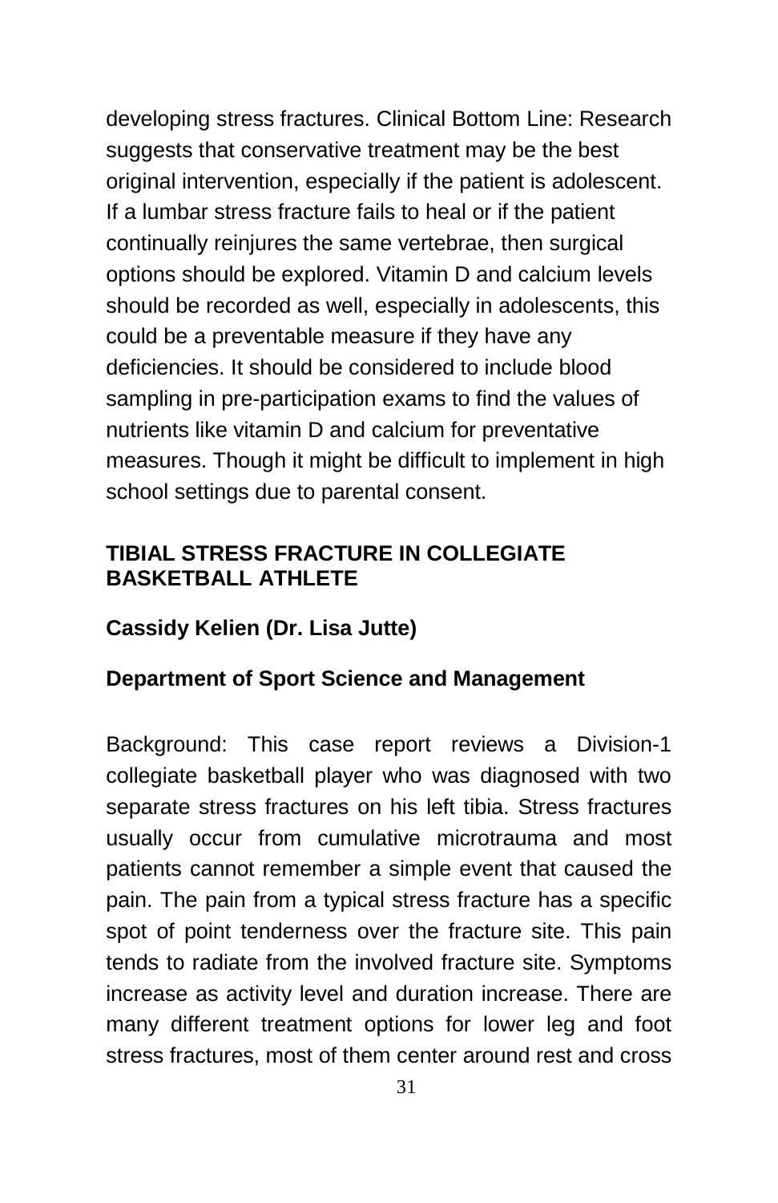developing stress fractures. Clinical Bottom Line: Research suggests that conservative treatment may be the best original intervention, especially if the patient is adolescent. If a lumbar stress fracture fails to heal or if the patient continually reinjures the same vertebrae, then surgical options should be explored. Vitamin D and calcium levels should be recorded as well, especially in adolescents, this could be a preventable measure if they have any deficiencies. It should be considered to include blood sampling in pre-participation exams to find the values of nutrients like vitamin D and calcium for preventative measures. Though it might be difficult to implement in high school settings due to parental consent.

## TIBIAL STRESS FRACTURE IN COLLEGIATE BASKETBALL ATHLETE

**Cassidy Kelien (Dr. Lisa Jutte)**

**Department of Sport Science and Management**

Background: This case report reviews a Division-1 collegiate basketball player who was diagnosed with two separate stress fractures on his left tibia. Stress fractures usually occur from cumulative microtrauma and most patients cannot remember a simple event that caused the pain. The pain from a typical stress fracture has a specific spot of point tenderness over the fracture site. This pain tends to radiate from the involved fracture site. Symptoms increase as activity level and duration increase. There are many different treatment options for lower leg and foot stress fractures, most of them center around rest and cross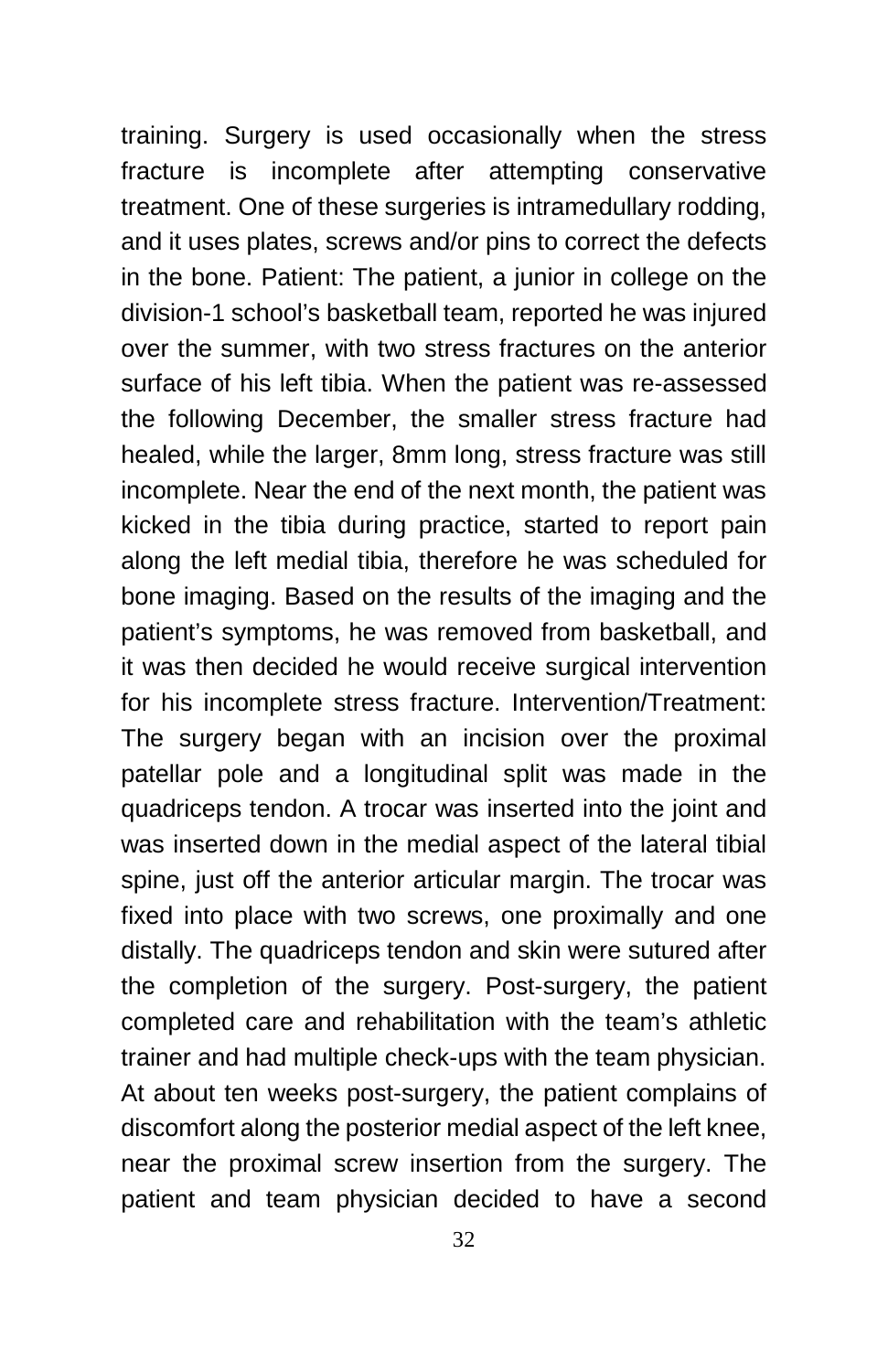training. Surgery is used occasionally when the stress fracture is incomplete after attempting conservative treatment. One of these surgeries is intramedullary rodding, and it uses plates, screws and/or pins to correct the defects in the bone. Patient: The patient, a junior in college on the division-1 school's basketball team, reported he was injured over the summer, with two stress fractures on the anterior surface of his left tibia. When the patient was re-assessed the following December, the smaller stress fracture had healed, while the larger, 8mm long, stress fracture was still incomplete. Near the end of the next month, the patient was kicked in the tibia during practice, started to report pain along the left medial tibia, therefore he was scheduled for bone imaging. Based on the results of the imaging and the patient's symptoms, he was removed from basketball, and it was then decided he would receive surgical intervention for his incomplete stress fracture. Intervention/Treatment: The surgery began with an incision over the proximal patellar pole and a longitudinal split was made in the quadriceps tendon. A trocar was inserted into the joint and was inserted down in the medial aspect of the lateral tibial spine, just off the anterior articular margin. The trocar was fixed into place with two screws, one proximally and one distally. The quadriceps tendon and skin were sutured after the completion of the surgery. Post-surgery, the patient completed care and rehabilitation with the team's athletic trainer and had multiple check-ups with the team physician. At about ten weeks post-surgery, the patient complains of discomfort along the posterior medial aspect of the left knee, near the proximal screw insertion from the surgery. The patient and team physician decided to have a second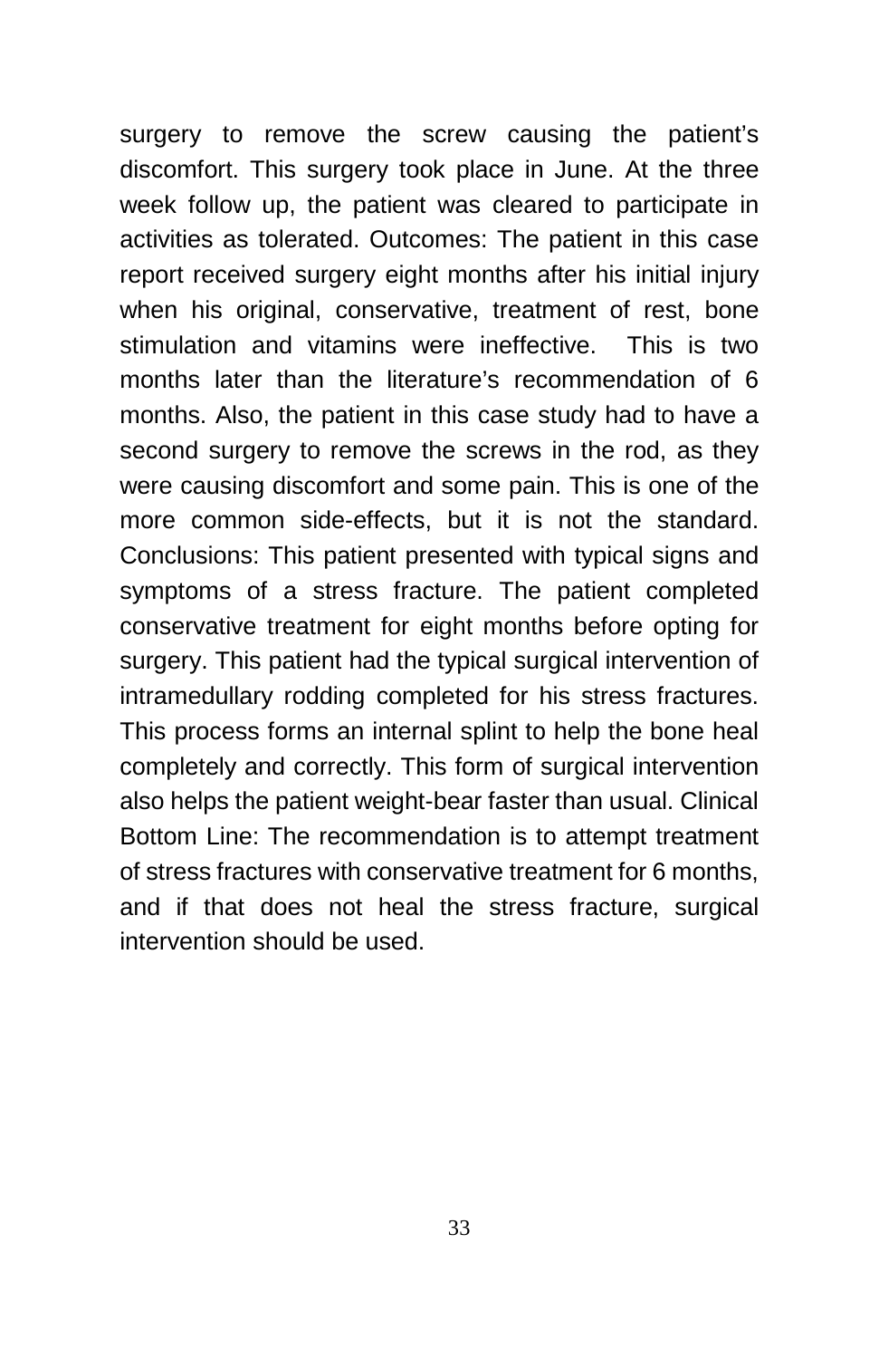surgery to remove the screw causing the patient's discomfort. This surgery took place in June. At the three week follow up, the patient was cleared to participate in activities as tolerated. Outcomes: The patient in this case report received surgery eight months after his initial injury when his original, conservative, treatment of rest, bone stimulation and vitamins were ineffective. This is two months later than the literature's recommendation of 6 months. Also, the patient in this case study had to have a second surgery to remove the screws in the rod, as they were causing discomfort and some pain. This is one of the more common side-effects, but it is not the standard. Conclusions: This patient presented with typical signs and symptoms of a stress fracture. The patient completed conservative treatment for eight months before opting for surgery. This patient had the typical surgical intervention of intramedullary rodding completed for his stress fractures. This process forms an internal splint to help the bone heal completely and correctly. This form of surgical intervention also helps the patient weight-bear faster than usual. Clinical Bottom Line: The recommendation is to attempt treatment of stress fractures with conservative treatment for 6 months, and if that does not heal the stress fracture, surgical intervention should be used.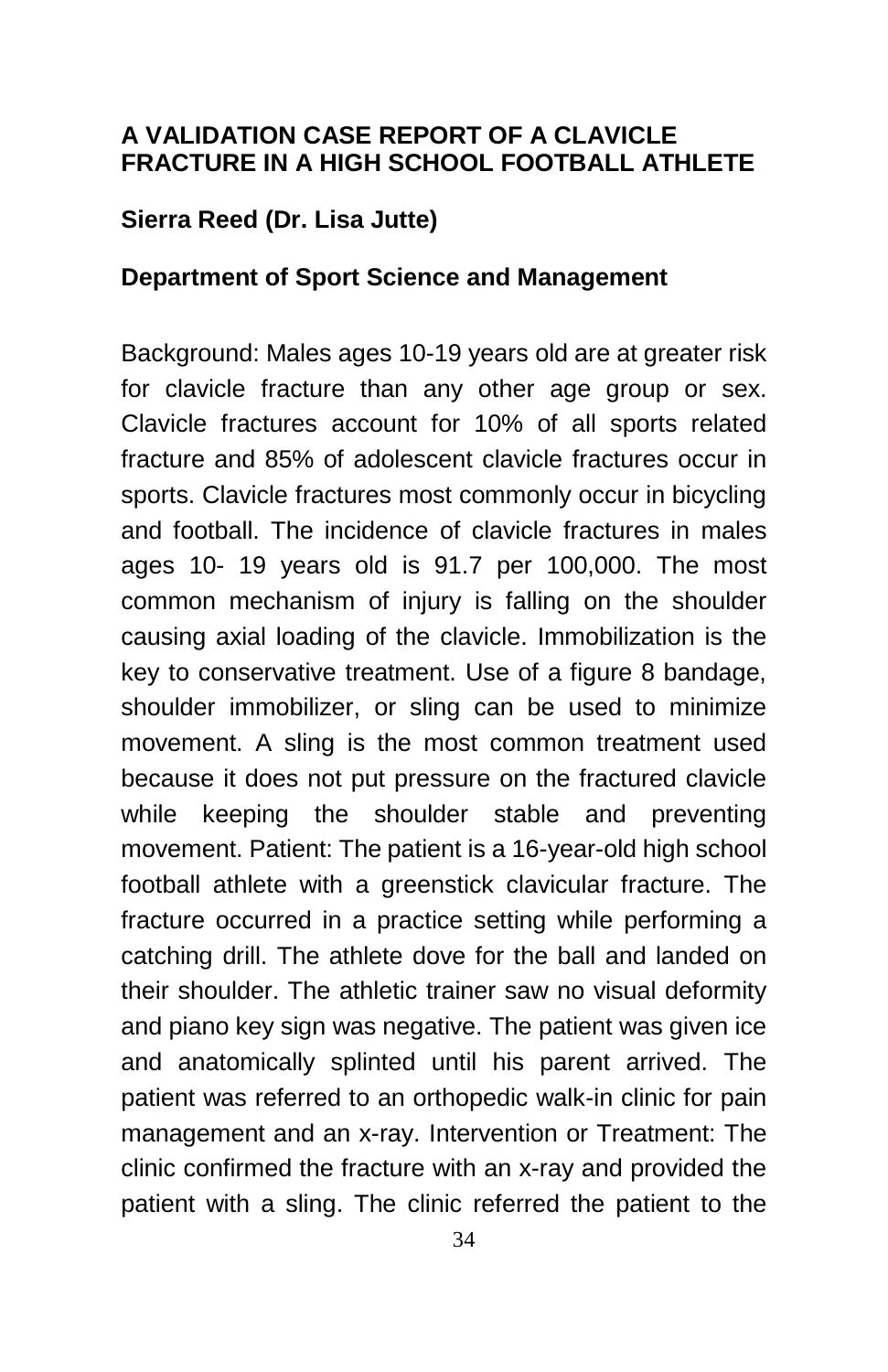## A VALIDATION CASE REPORT OF A CLAVICLE FRACTURE IN A HIGH SCHOOL FOOTBALL ATHLETE

**Sierra Reed (Dr. Lisa Jutte)**

**Department of Sport Science and Management**

Background: Males ages 10-19 years old are at greater risk for clavicle fracture than any other age group or sex. Clavicle fractures account for 10% of all sports related fracture and 85% of adolescent clavicle fractures occur in sports. Clavicle fractures most commonly occur in bicycling and football. The incidence of clavicle fractures in males ages 10- 19 years old is 91.7 per 100,000. The most common mechanism of injury is falling on the shoulder causing axial loading of the clavicle. Immobilization is the key to conservative treatment. Use of a figure 8 bandage, shoulder immobilizer, or sling can be used to minimize movement. A sling is the most common treatment used because it does not put pressure on the fractured clavicle while keeping the shoulder stable and preventing movement. Patient: The patient is a 16-year-old high school football athlete with a greenstick clavicular fracture. The fracture occurred in a practice setting while performing a catching drill. The athlete dove for the ball and landed on their shoulder. The athletic trainer saw no visual deformity and piano key sign was negative. The patient was given ice and anatomically splinted until his parent arrived. The patient was referred to an orthopedic walk-in clinic for pain management and an x-ray. Intervention or Treatment: The clinic confirmed the fracture with an x-ray and provided the patient with a sling. The clinic referred the patient to the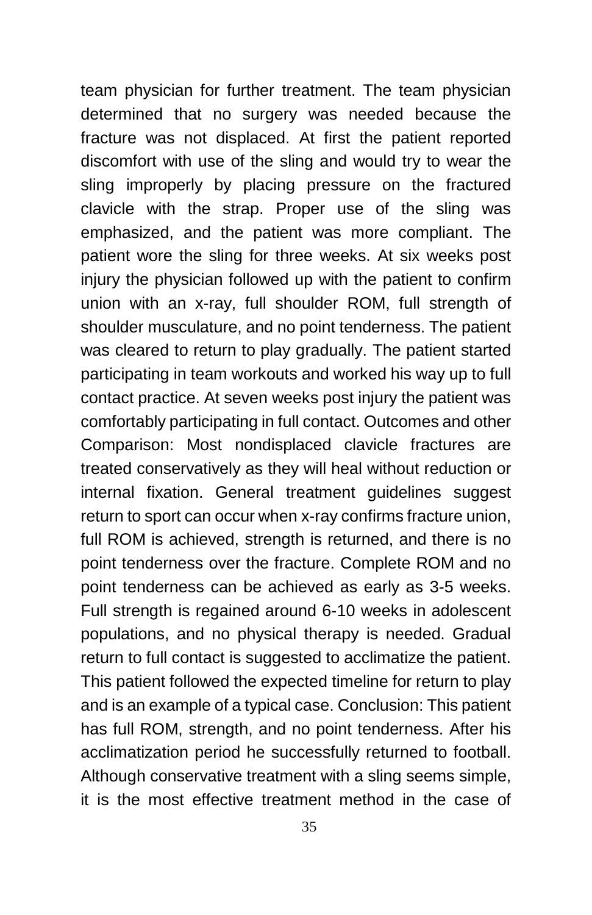team physician for further treatment. The team physician determined that no surgery was needed because the fracture was not displaced. At first the patient reported discomfort with use of the sling and would try to wear the sling improperly by placing pressure on the fractured clavicle with the strap. Proper use of the sling was emphasized, and the patient was more compliant. The patient wore the sling for three weeks. At six weeks post injury the physician followed up with the patient to confirm union with an x-ray, full shoulder ROM, full strength of shoulder musculature, and no point tenderness. The patient was cleared to return to play gradually. The patient started participating in team workouts and worked his way up to full contact practice. At seven weeks post injury the patient was comfortably participating in full contact. Outcomes and other Comparison: Most nondisplaced clavicle fractures are treated conservatively as they will heal without reduction or internal fixation. General treatment guidelines suggest return to sport can occur when x-ray confirms fracture union, full ROM is achieved, strength is returned, and there is no point tenderness over the fracture. Complete ROM and no point tenderness can be achieved as early as 3-5 weeks. Full strength is regained around 6-10 weeks in adolescent populations, and no physical therapy is needed. Gradual return to full contact is suggested to acclimatize the patient. This patient followed the expected timeline for return to play and is an example of a typical case. Conclusion: This patient has full ROM, strength, and no point tenderness. After his acclimatization period he successfully returned to football. Although conservative treatment with a sling seems simple, it is the most effective treatment method in the case of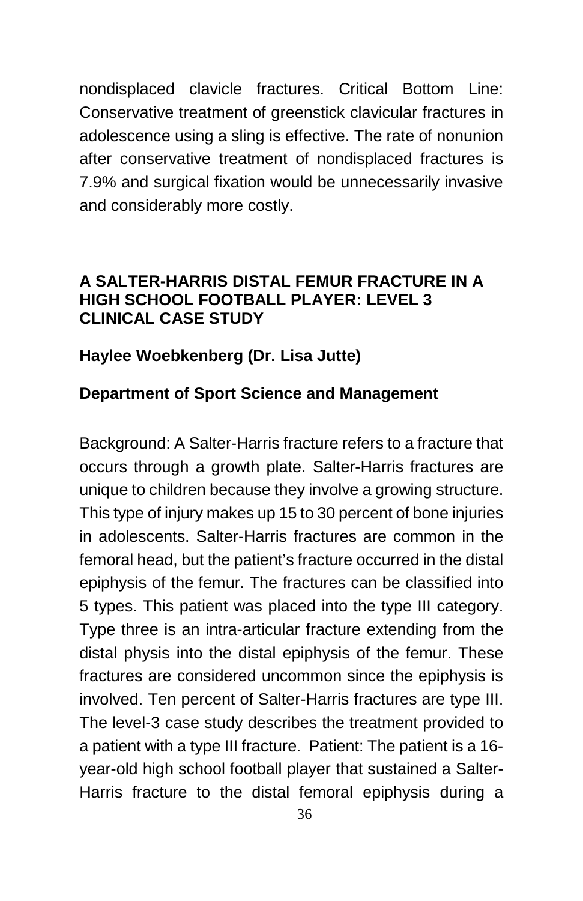nondisplaced clavicle fractures. Critical Bottom Line: Conservative treatment of greenstick clavicular fractures in adolescence using a sling is effective. The rate of nonunion after conservative treatment of nondisplaced fractures is 7.9% and surgical fixation would be unnecessarily invasive and considerably more costly.

## A SALTER-HARRIS DISTAL FEMUR FRACTURE IN A HIGH SCHOOL FOOTBALL PLAYER: LEVEL 3 CLINICAL CASE STUDY

**Haylee Woebkenberg (Dr. Lisa Jutte)**

**Department of Sport Science and Management**

Background: A Salter-Harris fracture refers to a fracture that occurs through a growth plate. Salter-Harris fractures are unique to children because they involve a growing structure. This type of injury makes up 15 to 30 percent of bone injuries in adolescents. Salter-Harris fractures are common in the femoral head, but the patient's fracture occurred in the distal epiphysis of the femur. The fractures can be classified into 5 types. This patient was placed into the type III category. Type three is an intra-articular fracture extending from the distal physis into the distal epiphysis of the femur. These fractures are considered uncommon since the epiphysis is involved. Ten percent of Salter-Harris fractures are type III. The level-3 case study describes the treatment provided to a patient with a type III fracture. Patient: The patient is a 16-year-old high school football player that sustained a Salter-Harris fracture to the distal femoral epiphysis during a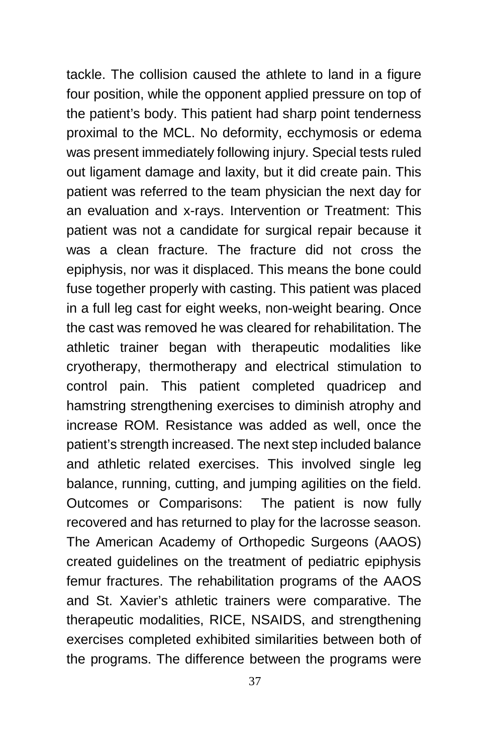tackle. The collision caused the athlete to land in a figure four position, while the opponent applied pressure on top of the patient's body. This patient had sharp point tenderness proximal to the MCL. No deformity, ecchymosis or edema was present immediately following injury. Special tests ruled out ligament damage and laxity, but it did create pain. This patient was referred to the team physician the next day for an evaluation and x-rays. Intervention or Treatment: This patient was not a candidate for surgical repair because it was a clean fracture. The fracture did not cross the epiphysis, nor was it displaced. This means the bone could fuse together properly with casting. This patient was placed in a full leg cast for eight weeks, non-weight bearing. Once the cast was removed he was cleared for rehabilitation. The athletic trainer began with therapeutic modalities like cryotherapy, thermotherapy and electrical stimulation to control pain. This patient completed quadricep and hamstring strengthening exercises to diminish atrophy and increase ROM. Resistance was added as well, once the patient's strength increased. The next step included balance and athletic related exercises. This involved single leg balance, running, cutting, and jumping agilities on the field. Outcomes or Comparisons: The patient is now fully recovered and has returned to play for the lacrosse season. The American Academy of Orthopedic Surgeons (AAOS) created guidelines on the treatment of pediatric epiphysis femur fractures. The rehabilitation programs of the AAOS and St. Xavier's athletic trainers were comparative. The therapeutic modalities, RICE, NSAIDS, and strengthening exercises completed exhibited similarities between both of the programs. The difference between the programs were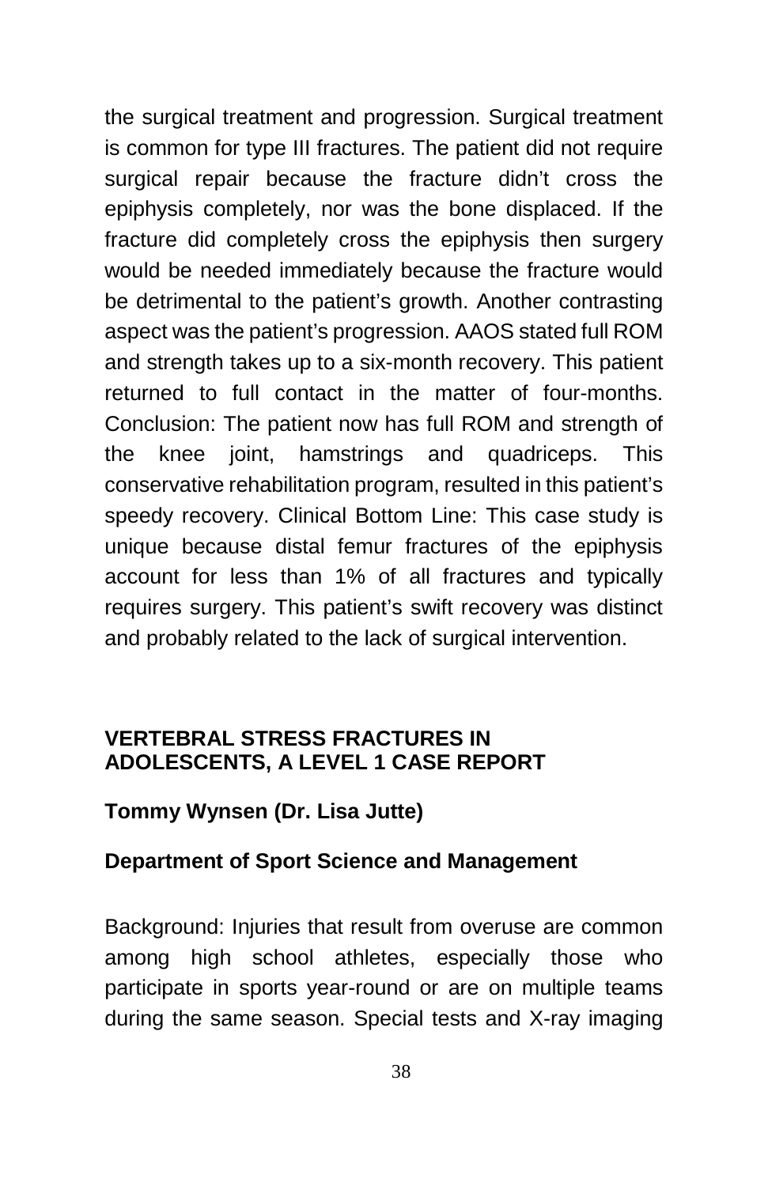the surgical treatment and progression. Surgical treatment is common for type III fractures. The patient did not require surgical repair because the fracture didn't cross the epiphysis completely, nor was the bone displaced. If the fracture did completely cross the epiphysis then surgery would be needed immediately because the fracture would be detrimental to the patient's growth. Another contrasting aspect was the patient's progression. AAOS stated full ROM and strength takes up to a six-month recovery. This patient returned to full contact in the matter of four-months. Conclusion: The patient now has full ROM and strength of the knee joint, hamstrings and quadriceps. This conservative rehabilitation program, resulted in this patient's speedy recovery. Clinical Bottom Line: This case study is unique because distal femur fractures of the epiphysis account for less than 1% of all fractures and typically requires surgery. This patient's swift recovery was distinct and probably related to the lack of surgical intervention.

## VERTEBRAL STRESS FRACTURES IN ADOLESCENTS, A LEVEL 1 CASE REPORT

**Tommy Wynsen (Dr. Lisa Jutte)**

**Department of Sport Science and Management**

Background: Injuries that result from overuse are common among high school athletes, especially those who participate in sports year-round or are on multiple teams during the same season. Special tests and X-ray imaging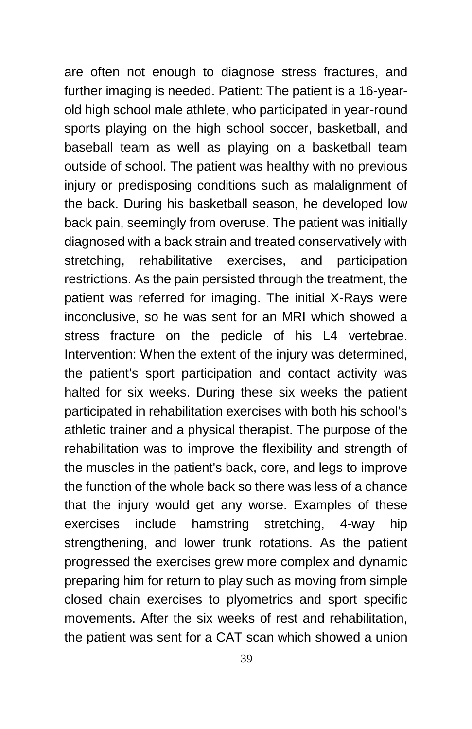are often not enough to diagnose stress fractures, and further imaging is needed. Patient: The patient is a 16-year-old high school male athlete, who participated in year-round sports playing on the high school soccer, basketball, and baseball team as well as playing on a basketball team outside of school. The patient was healthy with no previous injury or predisposing conditions such as malalignment of the back. During his basketball season, he developed low back pain, seemingly from overuse. The patient was initially diagnosed with a back strain and treated conservatively with stretching, rehabilitative exercises, and participation restrictions. As the pain persisted through the treatment, the patient was referred for imaging. The initial X-Rays were inconclusive, so he was sent for an MRI which showed a stress fracture on the pedicle of his L4 vertebrae. Intervention: When the extent of the injury was determined, the patient's sport participation and contact activity was halted for six weeks. During these six weeks the patient participated in rehabilitation exercises with both his school's athletic trainer and a physical therapist. The purpose of the rehabilitation was to improve the flexibility and strength of the muscles in the patient's back, core, and legs to improve the function of the whole back so there was less of a chance that the injury would get any worse. Examples of these exercises include hamstring stretching, 4-way hip strengthening, and lower trunk rotations. As the patient progressed the exercises grew more complex and dynamic preparing him for return to play such as moving from simple closed chain exercises to plyometrics and sport specific movements. After the six weeks of rest and rehabilitation, the patient was sent for a CAT scan which showed a union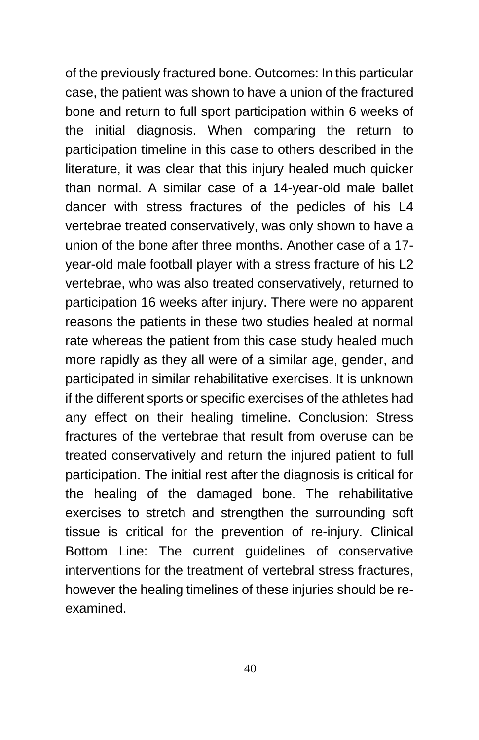of the previously fractured bone. Outcomes: In this particular case, the patient was shown to have a union of the fractured bone and return to full sport participation within 6 weeks of the initial diagnosis. When comparing the return to participation timeline in this case to others described in the literature, it was clear that this injury healed much quicker than normal. A similar case of a 14-year-old male ballet dancer with stress fractures of the pedicles of his L4 vertebrae treated conservatively, was only shown to have a union of the bone after three months. Another case of a 17-year-old male football player with a stress fracture of his L2 vertebrae, who was also treated conservatively, returned to participation 16 weeks after injury. There were no apparent reasons the patients in these two studies healed at normal rate whereas the patient from this case study healed much more rapidly as they all were of a similar age, gender, and participated in similar rehabilitative exercises. It is unknown if the different sports or specific exercises of the athletes had any effect on their healing timeline. Conclusion: Stress fractures of the vertebrae that result from overuse can be treated conservatively and return the injured patient to full participation. The initial rest after the diagnosis is critical for the healing of the damaged bone. The rehabilitative exercises to stretch and strengthen the surrounding soft tissue is critical for the prevention of re-injury. Clinical Bottom Line: The current guidelines of conservative interventions for the treatment of vertebral stress fractures, however the healing timelines of these injuries should be re-examined.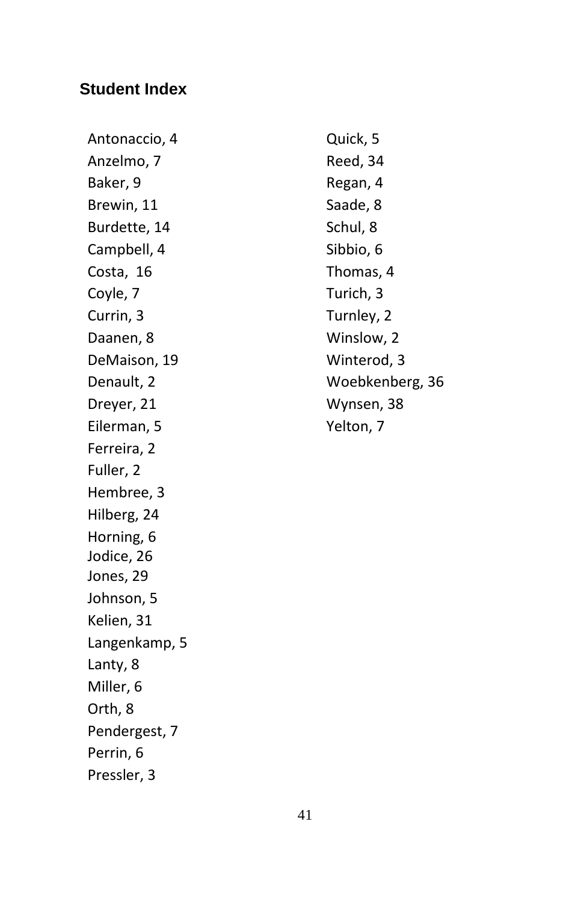## Student Index

Antonaccio, 4
Anzelmo, 7
Baker, 9
Brewin, 11
Burdette, 14
Campbell, 4
Costa, 16
Coyle, 7
Currin, 3
Daanen, 8
DeMaison, 19
Denault, 2
Dreyer, 21
Eilerman, 5
Ferreira, 2
Fuller, 2
Hembree, 3
Hilberg, 24
Horning, 6
Jodice, 26
Jones, 29
Johnson, 5
Kelien, 31
Langenkamp, 5
Lanty, 8
Miller, 6
Orth, 8
Pendergest, 7
Perrin, 6
Pressler, 3
Quick, 5
Reed, 34
Regan, 4
Saade, 8
Schul, 8
Sibbio, 6
Thomas, 4
Turich, 3
Turnley, 2
Winslow, 2
Winterod, 3
Woebkenberg, 36
Wynsen, 38
Yelton, 7